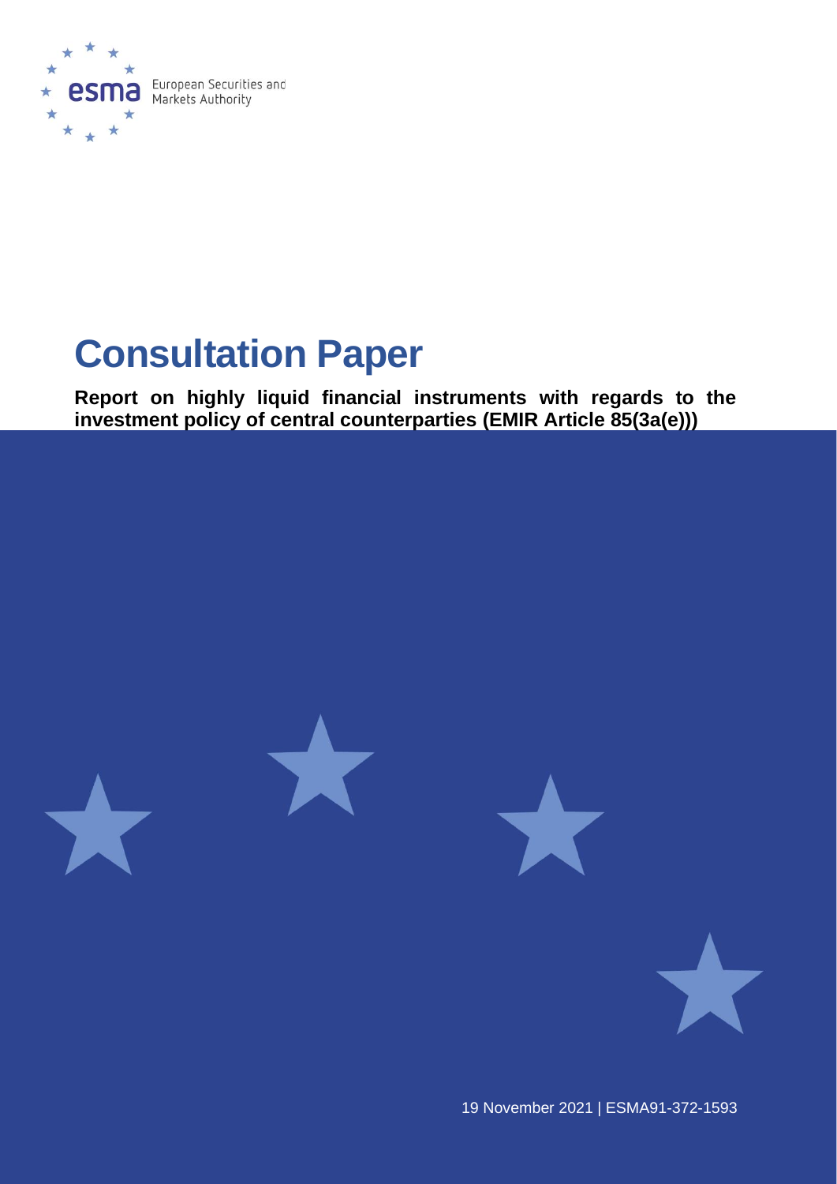European Securities and Markets Authority

# Consultation Paper

**Report on highly liquid financial instruments with regards to the investment policy of central counterparties (EMIR Article 85(3a(e)))**

19 November 2021 | ESMA91-372-1593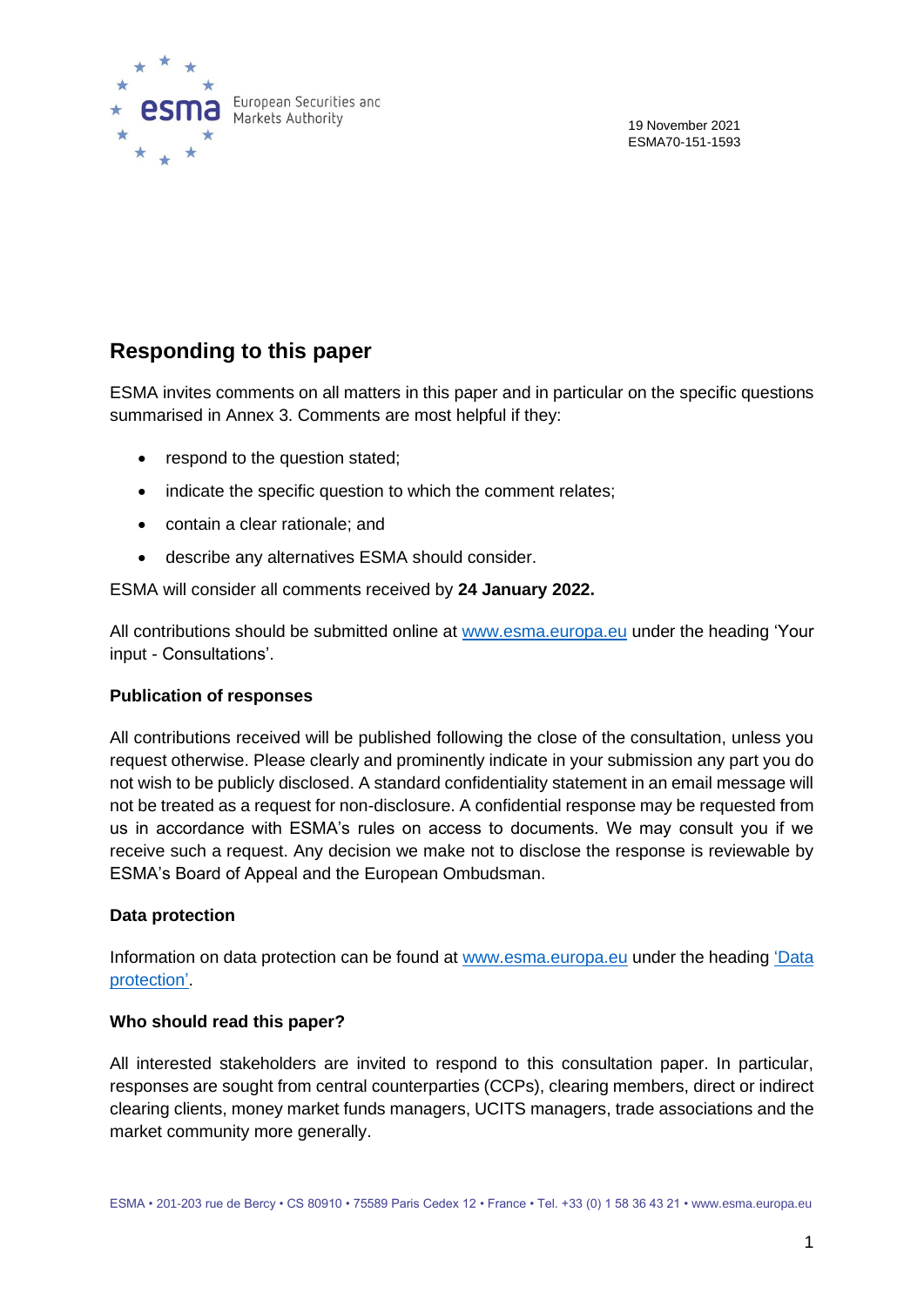19 November 2021
ESMA70-151-1593

## Responding to this paper

ESMA invites comments on all matters in this paper and in particular on the specific questions summarised in Annex 3. Comments are most helpful if they:

- respond to the question stated;
- indicate the specific question to which the comment relates;
- contain a clear rationale; and
- describe any alternatives ESMA should consider.

ESMA will consider all comments received by **24 January 2022.**

All contributions should be submitted online at [www.esma.europa.eu](www.esma.europa.eu) under the heading 'Your input - Consultations'.

### Publication of responses

All contributions received will be published following the close of the consultation, unless you request otherwise. Please clearly and prominently indicate in your submission any part you do not wish to be publicly disclosed. A standard confidentiality statement in an email message will not be treated as a request for non-disclosure. A confidential response may be requested from us in accordance with ESMA's rules on access to documents. We may consult you if we receive such a request. Any decision we make not to disclose the response is reviewable by ESMA's Board of Appeal and the European Ombudsman.

### Data protection

Information on data protection can be found at [www.esma.europa.eu](www.esma.europa.eu) under the heading 'Data protection'.

### Who should read this paper?

All interested stakeholders are invited to respond to this consultation paper. In particular, responses are sought from central counterparties (CCPs), clearing members, direct or indirect clearing clients, money market funds managers, UCITS managers, trade associations and the market community more generally.

ESMA • 201-203 rue de Bercy • CS 80910 • 75589 Paris Cedex 12 • France • Tel. +33 (0) 1 58 36 43 21 • www.esma.europa.eu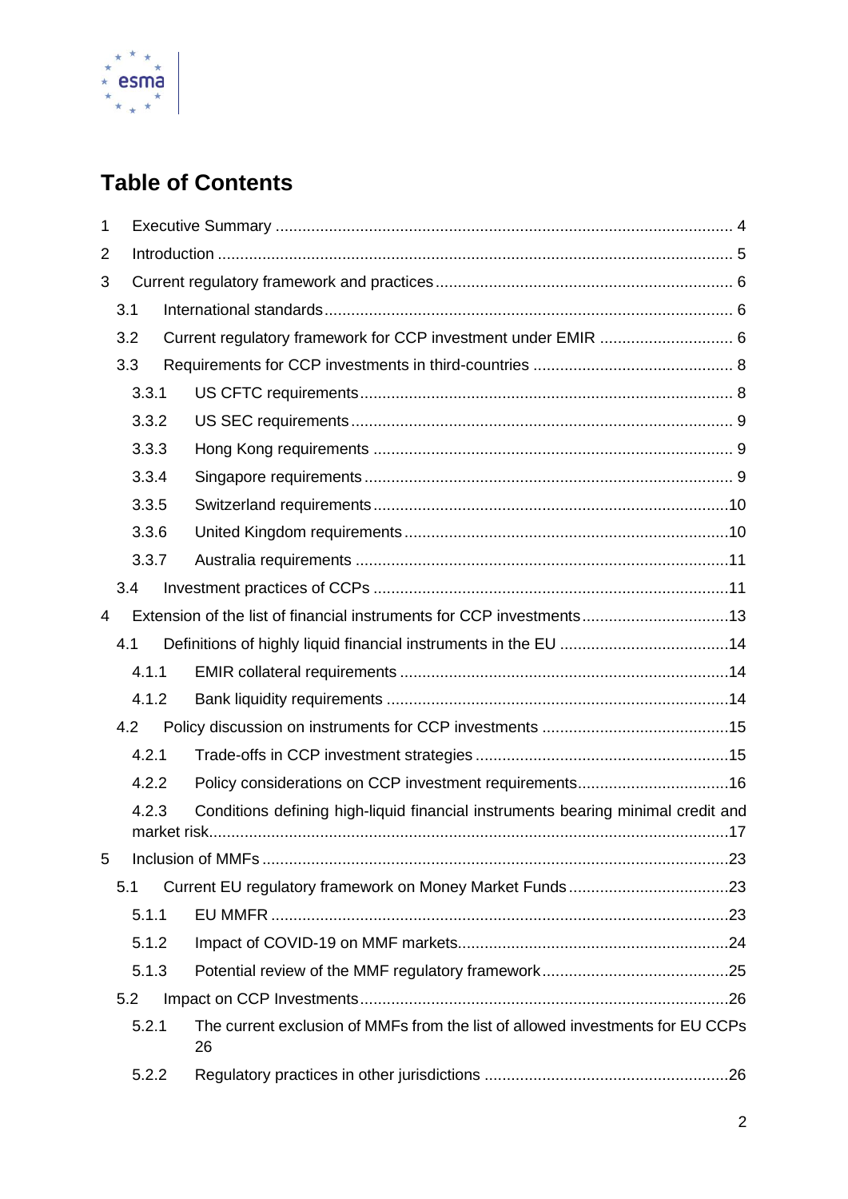# Table of Contents

1 Executive Summary ........................................................................................................ 4

2 Introduction ..................................................................................................................... 5

3 Current regulatory framework and practices .................................................................... 6

3.1 International standards ............................................................................................ 6

3.2 Current regulatory framework for CCP investment under EMIR ............................... 6

3.3 Requirements for CCP investments in third-countries .............................................. 8

3.3.1 US CFTC requirements ..................................................................................... 8

3.3.2 US SEC requirements ....................................................................................... 9

3.3.3 Hong Kong requirements .................................................................................. 9

3.3.4 Singapore requirements .................................................................................... 9

3.3.5 Switzerland requirements ................................................................................ 10

3.3.6 United Kingdom requirements .......................................................................... 10

3.3.7 Australia requirements .................................................................................... 11

3.4 Investment practices of CCPs ................................................................................ 11

4 Extension of the list of financial instruments for CCP investments .................................. 13

4.1 Definitions of highly liquid financial instruments in the EU ....................................... 14

4.1.1 EMIR collateral requirements ........................................................................... 14

4.1.2 Bank liquidity requirements ............................................................................. 14

4.2 Policy discussion on instruments for CCP investments ........................................... 15

4.2.1 Trade-offs in CCP investment strategies .......................................................... 15

4.2.2 Policy considerations on CCP investment requirements ................................... 16

4.2.3 Conditions defining high-liquid financial instruments bearing minimal credit and market risk ..................................................................................................................... 17

5 Inclusion of MMFs ......................................................................................................... 23

5.1 Current EU regulatory framework on Money Market Funds ..................................... 23

5.1.1 EU MMFR ....................................................................................................... 23

5.1.2 Impact of COVID-19 on MMF markets .............................................................. 24

5.1.3 Potential review of the MMF regulatory framework ........................................... 25

5.2 Impact on CCP Investments ................................................................................... 26

5.2.1 The current exclusion of MMFs from the list of allowed investments for EU CCPs 26

5.2.2 Regulatory practices in other jurisdictions ....................................................... 26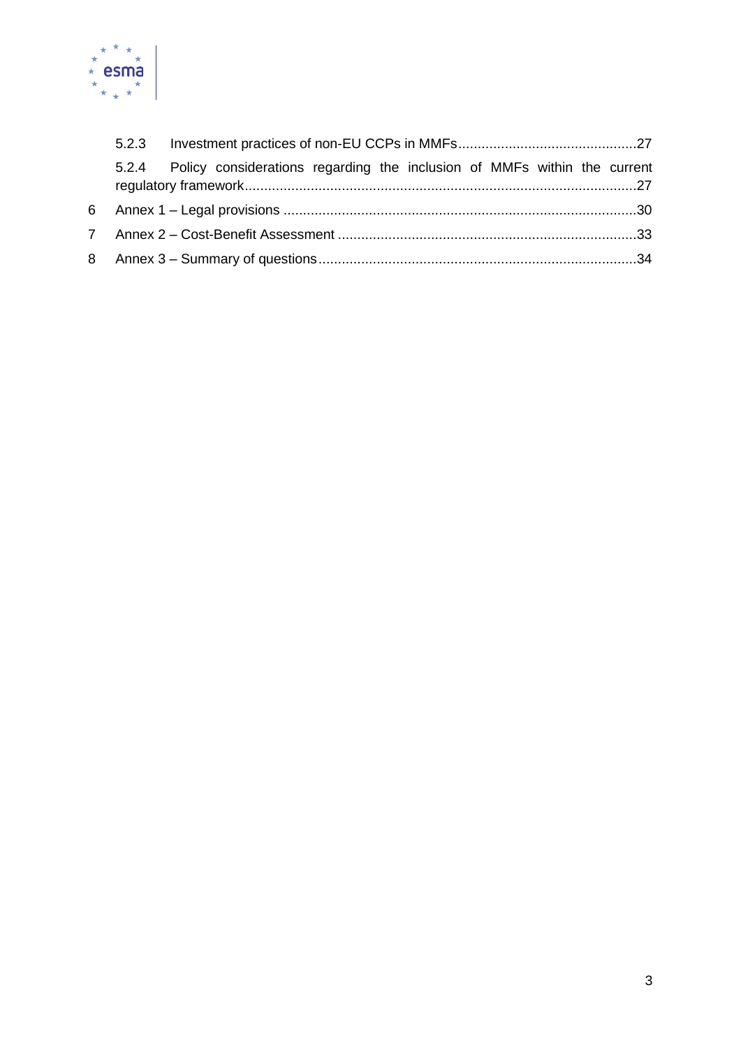5.2.3 Investment practices of non-EU CCPs in MMFs ............................................. 27

5.2.4 Policy considerations regarding the inclusion of MMFs within the current regulatory framework ................................................................................................... 27

6 Annex 1 – Legal provisions ......................................................................................... 30

7 Annex 2 – Cost-Benefit Assessment ........................................................................... 33

8 Annex 3 – Summary of questions ................................................................................ 34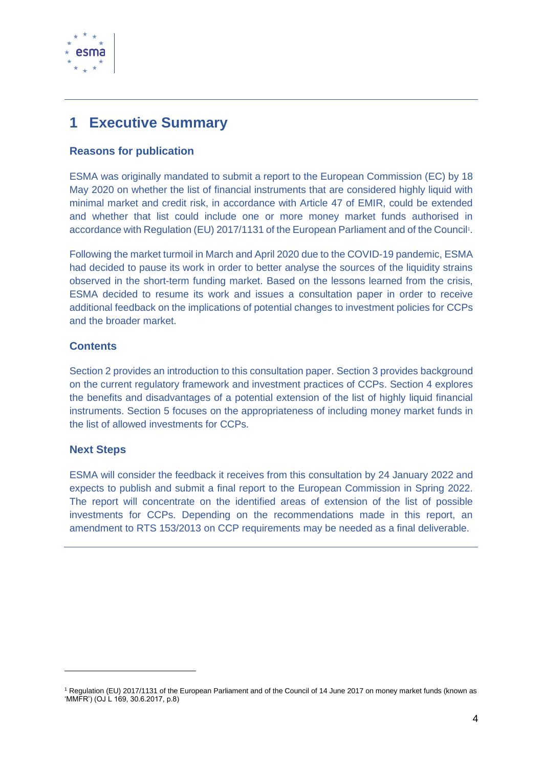# 1 Executive Summary

### Reasons for publication

ESMA was originally mandated to submit a report to the European Commission (EC) by 18 May 2020 on whether the list of financial instruments that are considered highly liquid with minimal market and credit risk, in accordance with Article 47 of EMIR, could be extended and whether that list could include one or more money market funds authorised in accordance with Regulation (EU) 2017/1131 of the European Parliament and of the Council[1].

Following the market turmoil in March and April 2020 due to the COVID-19 pandemic, ESMA had decided to pause its work in order to better analyse the sources of the liquidity strains observed in the short-term funding market. Based on the lessons learned from the crisis, ESMA decided to resume its work and issues a consultation paper in order to receive additional feedback on the implications of potential changes to investment policies for CCPs and the broader market.

### Contents

Section 2 provides an introduction to this consultation paper. Section 3 provides background on the current regulatory framework and investment practices of CCPs. Section 4 explores the benefits and disadvantages of a potential extension of the list of highly liquid financial instruments. Section 5 focuses on the appropriateness of including money market funds in the list of allowed investments for CCPs.

### Next Steps

ESMA will consider the feedback it receives from this consultation by 24 January 2022 and expects to publish and submit a final report to the European Commission in Spring 2022. The report will concentrate on the identified areas of extension of the list of possible investments for CCPs. Depending on the recommendations made in this report, an amendment to RTS 153/2013 on CCP requirements may be needed as a final deliverable.

---

[1] Regulation (EU) 2017/1131 of the European Parliament and of the Council of 14 June 2017 on money market funds (known as 'MMFR') (OJ L 169, 30.6.2017, p.8)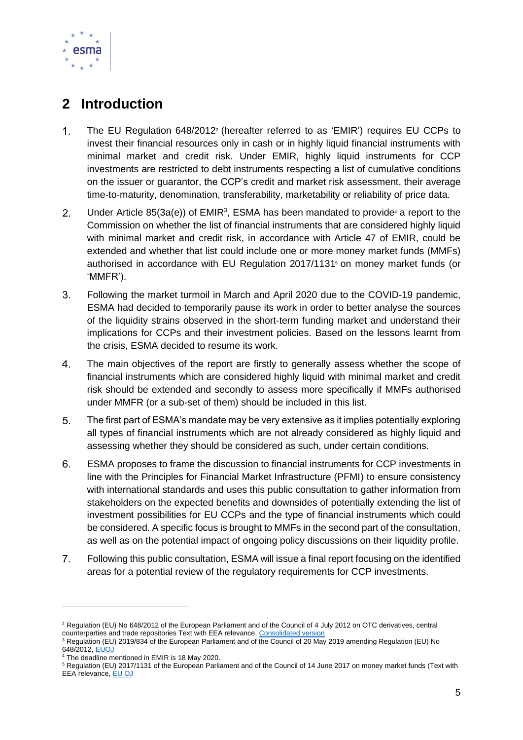## 2 Introduction

1. The EU Regulation 648/2012[2] (hereafter referred to as 'EMIR') requires EU CCPs to invest their financial resources only in cash or in highly liquid financial instruments with minimal market and credit risk. Under EMIR, highly liquid instruments for CCP investments are restricted to debt instruments respecting a list of cumulative conditions on the issuer or guarantor, the CCP's credit and market risk assessment, their average time-to-maturity, denomination, transferability, marketability or reliability of price data.

2. Under Article 85(3a(e)) of EMIR[3], ESMA has been mandated to provide[4] a report to the Commission on whether the list of financial instruments that are considered highly liquid with minimal market and credit risk, in accordance with Article 47 of EMIR, could be extended and whether that list could include one or more money market funds (MMFs) authorised in accordance with EU Regulation 2017/1131[5] on money market funds (or 'MMFR').

3. Following the market turmoil in March and April 2020 due to the COVID-19 pandemic, ESMA had decided to temporarily pause its work in order to better analyse the sources of the liquidity strains observed in the short-term funding market and understand their implications for CCPs and their investment policies. Based on the lessons learnt from the crisis, ESMA decided to resume its work.

4. The main objectives of the report are firstly to generally assess whether the scope of financial instruments which are considered highly liquid with minimal market and credit risk should be extended and secondly to assess more specifically if MMFs authorised under MMFR (or a sub-set of them) should be included in this list.

5. The first part of ESMA's mandate may be very extensive as it implies potentially exploring all types of financial instruments which are not already considered as highly liquid and assessing whether they should be considered as such, under certain conditions.

6. ESMA proposes to frame the discussion to financial instruments for CCP investments in line with the Principles for Financial Market Infrastructure (PFMI) to ensure consistency with international standards and uses this public consultation to gather information from stakeholders on the expected benefits and downsides of potentially extending the list of investment possibilities for EU CCPs and the type of financial instruments which could be considered. A specific focus is brought to MMFs in the second part of the consultation, as well as on the potential impact of ongoing policy discussions on their liquidity profile.

7. Following this public consultation, ESMA will issue a final report focusing on the identified areas for a potential review of the regulatory requirements for CCP investments.

---

[2] Regulation (EU) No 648/2012 of the European Parliament and of the Council of 4 July 2012 on OTC derivatives, central counterparties and trade repositories Text with EEA relevance, Consolidated version

[3] Regulation (EU) 2019/834 of the European Parliament and of the Council of 20 May 2019 amending Regulation (EU) No 648/2012, EUOJ

[4] The deadline mentioned in EMIR is 18 May 2020.

[5] Regulation (EU) 2017/1131 of the European Parliament and of the Council of 14 June 2017 on money market funds (Text with EEA relevance, EU OJ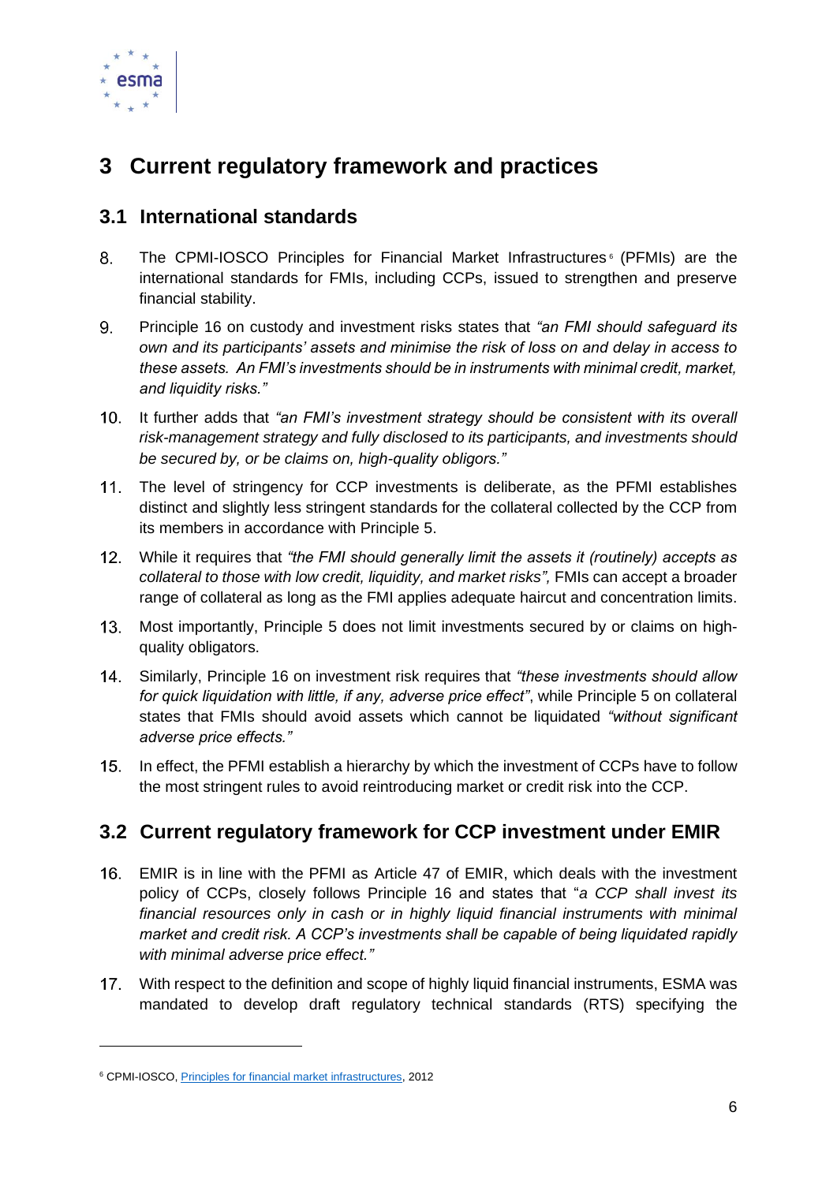# 3 Current regulatory framework and practices

## 3.1 International standards

8. The CPMI-IOSCO Principles for Financial Market Infrastructures[6] (PFMIs) are the international standards for FMIs, including CCPs, issued to strengthen and preserve financial stability.

9. Principle 16 on custody and investment risks states that *"an FMI should safeguard its own and its participants' assets and minimise the risk of loss on and delay in access to these assets. An FMI's investments should be in instruments with minimal credit, market, and liquidity risks."*

10. It further adds that *"an FMI's investment strategy should be consistent with its overall risk-management strategy and fully disclosed to its participants, and investments should be secured by, or be claims on, high-quality obligors."*

11. The level of stringency for CCP investments is deliberate, as the PFMI establishes distinct and slightly less stringent standards for the collateral collected by the CCP from its members in accordance with Principle 5.

12. While it requires that *"the FMI should generally limit the assets it (routinely) accepts as collateral to those with low credit, liquidity, and market risks",* FMIs can accept a broader range of collateral as long as the FMI applies adequate haircut and concentration limits.

13. Most importantly, Principle 5 does not limit investments secured by or claims on high-quality obligators.

14. Similarly, Principle 16 on investment risk requires that *"these investments should allow for quick liquidation with little, if any, adverse price effect"*, while Principle 5 on collateral states that FMIs should avoid assets which cannot be liquidated *"without significant adverse price effects."*

15. In effect, the PFMI establish a hierarchy by which the investment of CCPs have to follow the most stringent rules to avoid reintroducing market or credit risk into the CCP.

## 3.2 Current regulatory framework for CCP investment under EMIR

16. EMIR is in line with the PFMI as Article 47 of EMIR, which deals with the investment policy of CCPs, closely follows Principle 16 and states that "*a CCP shall invest its financial resources only in cash or in highly liquid financial instruments with minimal market and credit risk. A CCP's investments shall be capable of being liquidated rapidly with minimal adverse price effect."*

17. With respect to the definition and scope of highly liquid financial instruments, ESMA was mandated to develop draft regulatory technical standards (RTS) specifying the

---

[6] CPMI-IOSCO, Principles for financial market infrastructures, 2012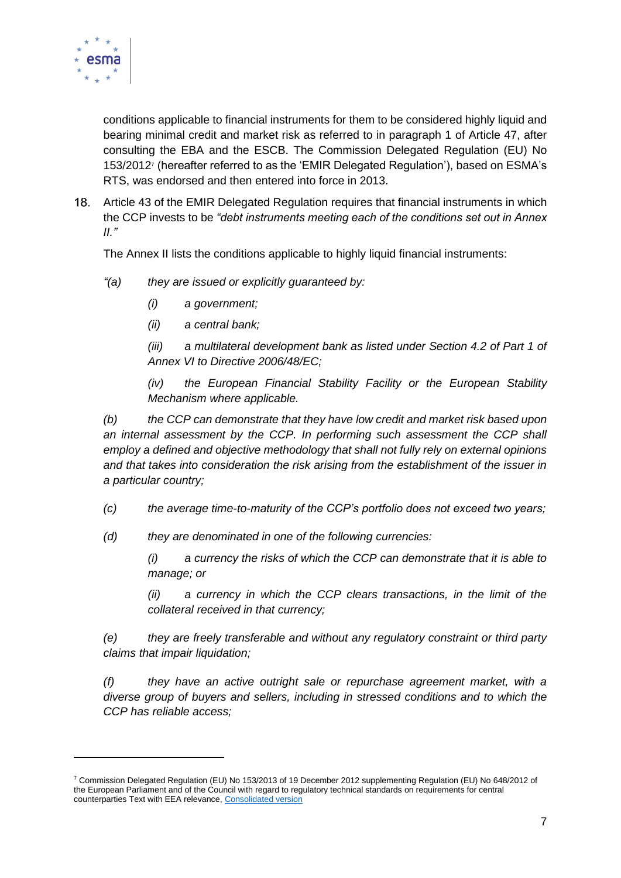conditions applicable to financial instruments for them to be considered highly liquid and bearing minimal credit and market risk as referred to in paragraph 1 of Article 47, after consulting the EBA and the ESCB. The Commission Delegated Regulation (EU) No 153/2012[7] (hereafter referred to as the 'EMIR Delegated Regulation'), based on ESMA's RTS, was endorsed and then entered into force in 2013.

18. Article 43 of the EMIR Delegated Regulation requires that financial instruments in which the CCP invests to be *"debt instruments meeting each of the conditions set out in Annex II."*

    The Annex II lists the conditions applicable to highly liquid financial instruments:

    *"(a) they are issued or explicitly guaranteed by:*

    *(i) a government;*

    *(ii) a central bank;*

    *(iii) a multilateral development bank as listed under Section 4.2 of Part 1 of Annex VI to Directive 2006/48/EC;*

    *(iv) the European Financial Stability Facility or the European Stability Mechanism where applicable.*

    *(b) the CCP can demonstrate that they have low credit and market risk based upon an internal assessment by the CCP. In performing such assessment the CCP shall employ a defined and objective methodology that shall not fully rely on external opinions and that takes into consideration the risk arising from the establishment of the issuer in a particular country;*

    *(c) the average time-to-maturity of the CCP's portfolio does not exceed two years;*

    *(d) they are denominated in one of the following currencies:*

    *(i) a currency the risks of which the CCP can demonstrate that it is able to manage; or*

    *(ii) a currency in which the CCP clears transactions, in the limit of the collateral received in that currency;*

    *(e) they are freely transferable and without any regulatory constraint or third party claims that impair liquidation;*

    *(f) they have an active outright sale or repurchase agreement market, with a diverse group of buyers and sellers, including in stressed conditions and to which the CCP has reliable access;*

---

[7] Commission Delegated Regulation (EU) No 153/2013 of 19 December 2012 supplementing Regulation (EU) No 648/2012 of the European Parliament and of the Council with regard to regulatory technical standards on requirements for central counterparties Text with EEA relevance, Consolidated version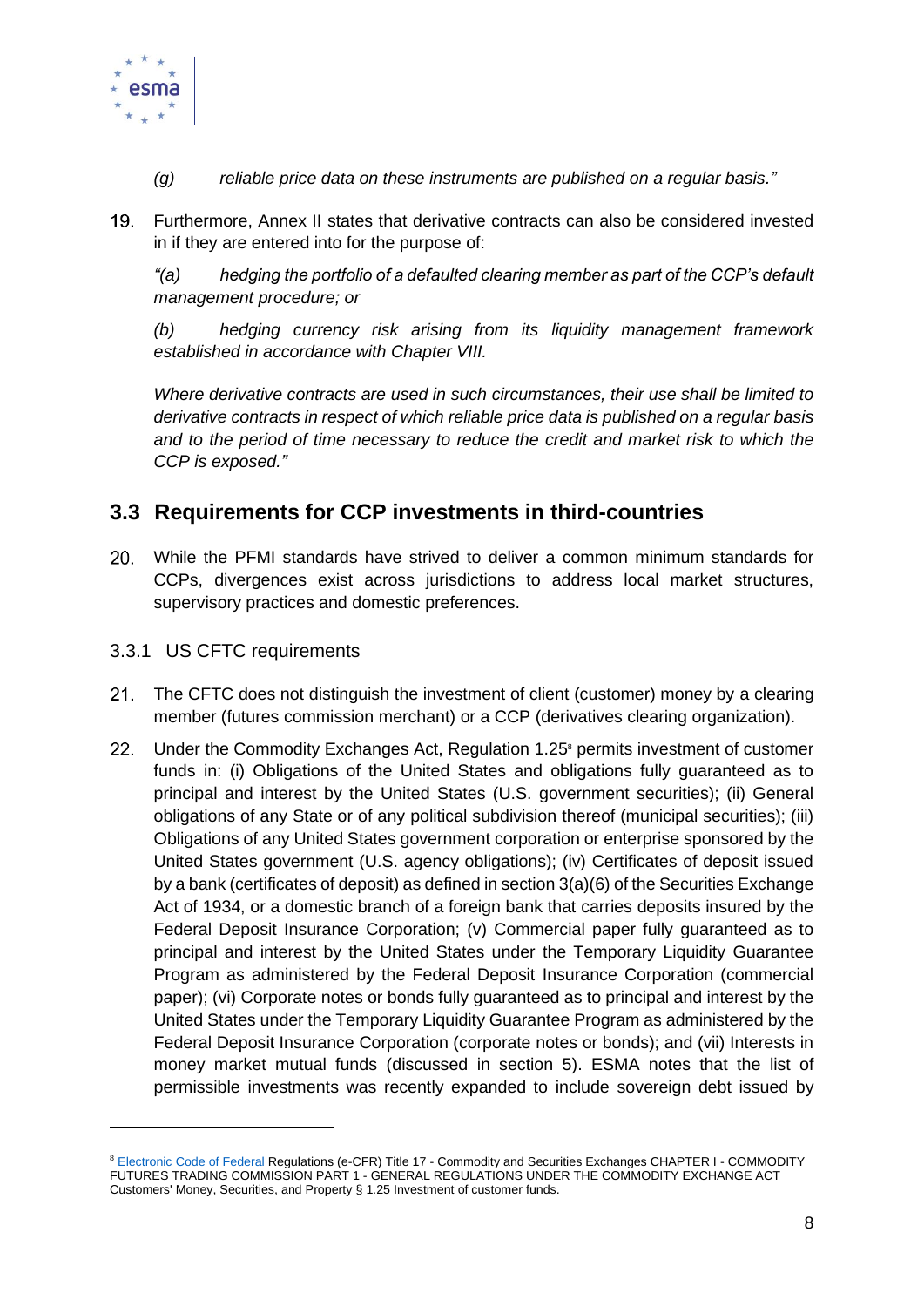*(g) reliable price data on these instruments are published on a regular basis."*

19. Furthermore, Annex II states that derivative contracts can also be considered invested in if they are entered into for the purpose of:

*"(a) hedging the portfolio of a defaulted clearing member as part of the CCP's default management procedure; or*

*(b) hedging currency risk arising from its liquidity management framework established in accordance with Chapter VIII.*

*Where derivative contracts are used in such circumstances, their use shall be limited to derivative contracts in respect of which reliable price data is published on a regular basis and to the period of time necessary to reduce the credit and market risk to which the CCP is exposed."*

## 3.3 Requirements for CCP investments in third-countries

20. While the PFMI standards have strived to deliver a common minimum standards for CCPs, divergences exist across jurisdictions to address local market structures, supervisory practices and domestic preferences.

### 3.3.1 US CFTC requirements

21. The CFTC does not distinguish the investment of client (customer) money by a clearing member (futures commission merchant) or a CCP (derivatives clearing organization).

22. Under the Commodity Exchanges Act, Regulation 1.25[8] permits investment of customer funds in: (i) Obligations of the United States and obligations fully guaranteed as to principal and interest by the United States (U.S. government securities); (ii) General obligations of any State or of any political subdivision thereof (municipal securities); (iii) Obligations of any United States government corporation or enterprise sponsored by the United States government (U.S. agency obligations); (iv) Certificates of deposit issued by a bank (certificates of deposit) as defined in section 3(a)(6) of the Securities Exchange Act of 1934, or a domestic branch of a foreign bank that carries deposits insured by the Federal Deposit Insurance Corporation; (v) Commercial paper fully guaranteed as to principal and interest by the United States under the Temporary Liquidity Guarantee Program as administered by the Federal Deposit Insurance Corporation (commercial paper); (vi) Corporate notes or bonds fully guaranteed as to principal and interest by the United States under the Temporary Liquidity Guarantee Program as administered by the Federal Deposit Insurance Corporation (corporate notes or bonds); and (vii) Interests in money market mutual funds (discussed in section 5). ESMA notes that the list of permissible investments was recently expanded to include sovereign debt issued by

---

[8] Electronic Code of Federal Regulations (e-CFR) Title 17 - Commodity and Securities Exchanges CHAPTER I - COMMODITY FUTURES TRADING COMMISSION PART 1 - GENERAL REGULATIONS UNDER THE COMMODITY EXCHANGE ACT Customers' Money, Securities, and Property § 1.25 Investment of customer funds.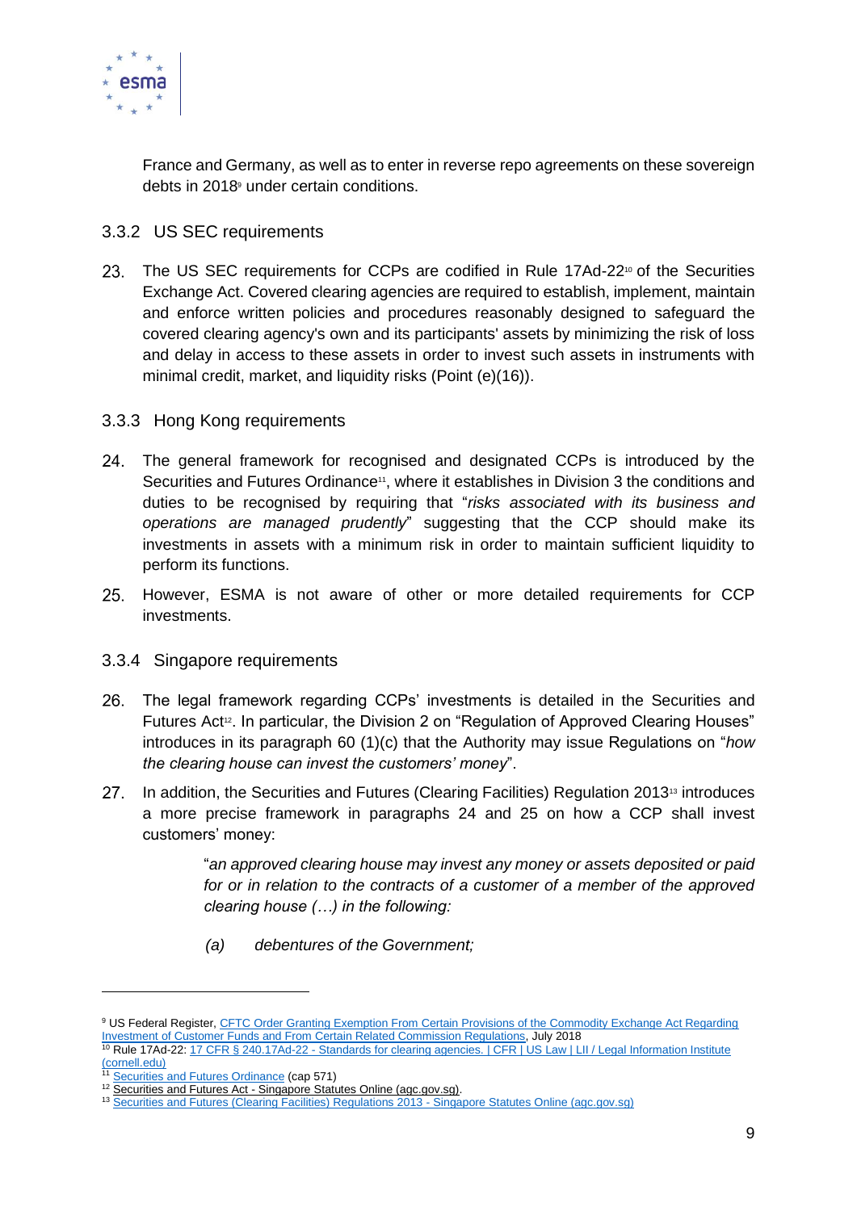France and Germany, as well as to enter in reverse repo agreements on these sovereign debts in 2018[9] under certain conditions.

### 3.3.2 US SEC requirements

23. The US SEC requirements for CCPs are codified in Rule 17Ad-22[10] of the Securities Exchange Act. Covered clearing agencies are required to establish, implement, maintain and enforce written policies and procedures reasonably designed to safeguard the covered clearing agency's own and its participants' assets by minimizing the risk of loss and delay in access to these assets in order to invest such assets in instruments with minimal credit, market, and liquidity risks (Point (e)(16)).

### 3.3.3 Hong Kong requirements

24. The general framework for recognised and designated CCPs is introduced by the Securities and Futures Ordinance[11], where it establishes in Division 3 the conditions and duties to be recognised by requiring that "*risks associated with its business and operations are managed prudently*" suggesting that the CCP should make its investments in assets with a minimum risk in order to maintain sufficient liquidity to perform its functions.

25. However, ESMA is not aware of other or more detailed requirements for CCP investments.

### 3.3.4 Singapore requirements

26. The legal framework regarding CCPs' investments is detailed in the Securities and Futures Act[12]. In particular, the Division 2 on "Regulation of Approved Clearing Houses" introduces in its paragraph 60 (1)(c) that the Authority may issue Regulations on "*how the clearing house can invest the customers' money*".

27. In addition, the Securities and Futures (Clearing Facilities) Regulation 2013[13] introduces a more precise framework in paragraphs 24 and 25 on how a CCP shall invest customers' money:

> "*an approved clearing house may invest any money or assets deposited or paid for or in relation to the contracts of a customer of a member of the approved clearing house (…) in the following:*
>
> *(a) debentures of the Government;*

---

[9] US Federal Register, CFTC Order Granting Exemption From Certain Provisions of the Commodity Exchange Act Regarding Investment of Customer Funds and From Certain Related Commission Regulations, July 2018

[10] Rule 17Ad-22: 17 CFR § 240.17Ad-22 - Standards for clearing agencies. | CFR | US Law | LII / Legal Information Institute (cornell.edu)

[11] Securities and Futures Ordinance (cap 571)

[12] Securities and Futures Act - Singapore Statutes Online (agc.gov.sg).

[13] Securities and Futures (Clearing Facilities) Regulations 2013 - Singapore Statutes Online (agc.gov.sg)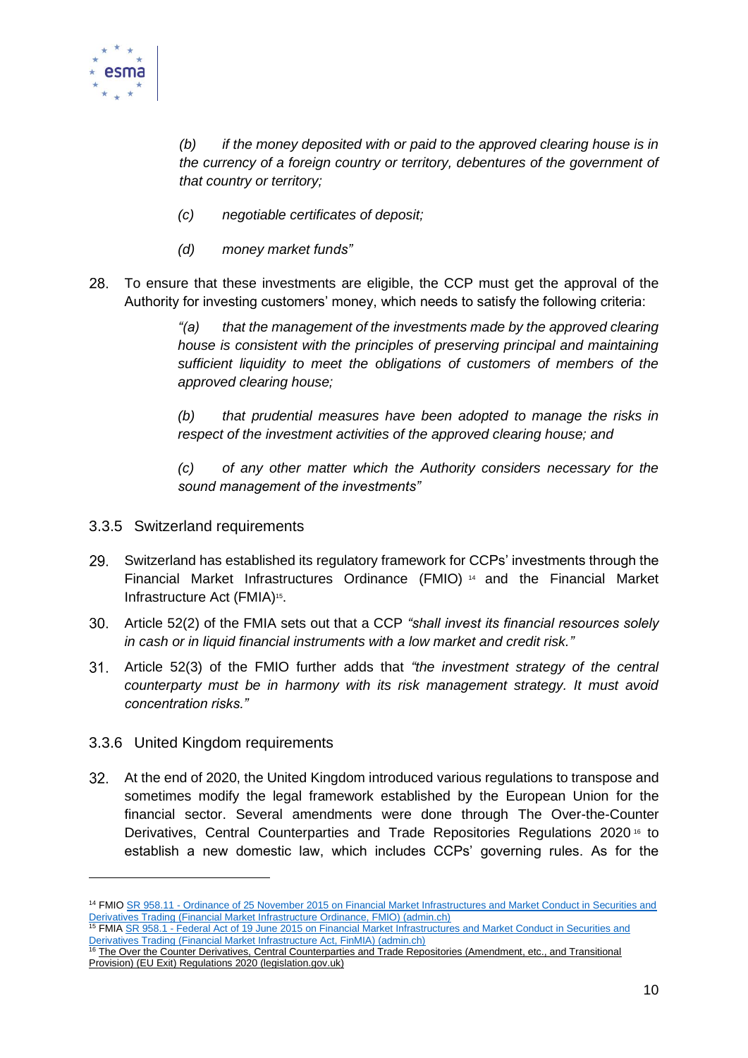> *(b) if the money deposited with or paid to the approved clearing house is in the currency of a foreign country or territory, debentures of the government of that country or territory;*
>
> *(c) negotiable certificates of deposit;*
>
> *(d) money market funds"*

28. To ensure that these investments are eligible, the CCP must get the approval of the Authority for investing customers' money, which needs to satisfy the following criteria:

> *"(a) that the management of the investments made by the approved clearing house is consistent with the principles of preserving principal and maintaining sufficient liquidity to meet the obligations of customers of members of the approved clearing house;*
>
> *(b) that prudential measures have been adopted to manage the risks in respect of the investment activities of the approved clearing house; and*
>
> *(c) of any other matter which the Authority considers necessary for the sound management of the investments"*

### 3.3.5 Switzerland requirements

29. Switzerland has established its regulatory framework for CCPs' investments through the Financial Market Infrastructures Ordinance (FMIO) [14] and the Financial Market Infrastructure Act (FMIA)[15].

30. Article 52(2) of the FMIA sets out that a CCP *"shall invest its financial resources solely in cash or in liquid financial instruments with a low market and credit risk."*

31. Article 52(3) of the FMIO further adds that *"the investment strategy of the central counterparty must be in harmony with its risk management strategy. It must avoid concentration risks."*

### 3.3.6 United Kingdom requirements

32. At the end of 2020, the United Kingdom introduced various regulations to transpose and sometimes modify the legal framework established by the European Union for the financial sector. Several amendments were done through The Over-the-Counter Derivatives, Central Counterparties and Trade Repositories Regulations 2020 [16] to establish a new domestic law, which includes CCPs' governing rules. As for the

---

[14] FMIO SR 958.11 - Ordinance of 25 November 2015 on Financial Market Infrastructures and Market Conduct in Securities and Derivatives Trading (Financial Market Infrastructure Ordinance, FMIO) (admin.ch)

[15] FMIA SR 958.1 - Federal Act of 19 June 2015 on Financial Market Infrastructures and Market Conduct in Securities and Derivatives Trading (Financial Market Infrastructure Act, FinMIA) (admin.ch)

[16] The Over the Counter Derivatives, Central Counterparties and Trade Repositories (Amendment, etc., and Transitional Provision) (EU Exit) Regulations 2020 (legislation.gov.uk)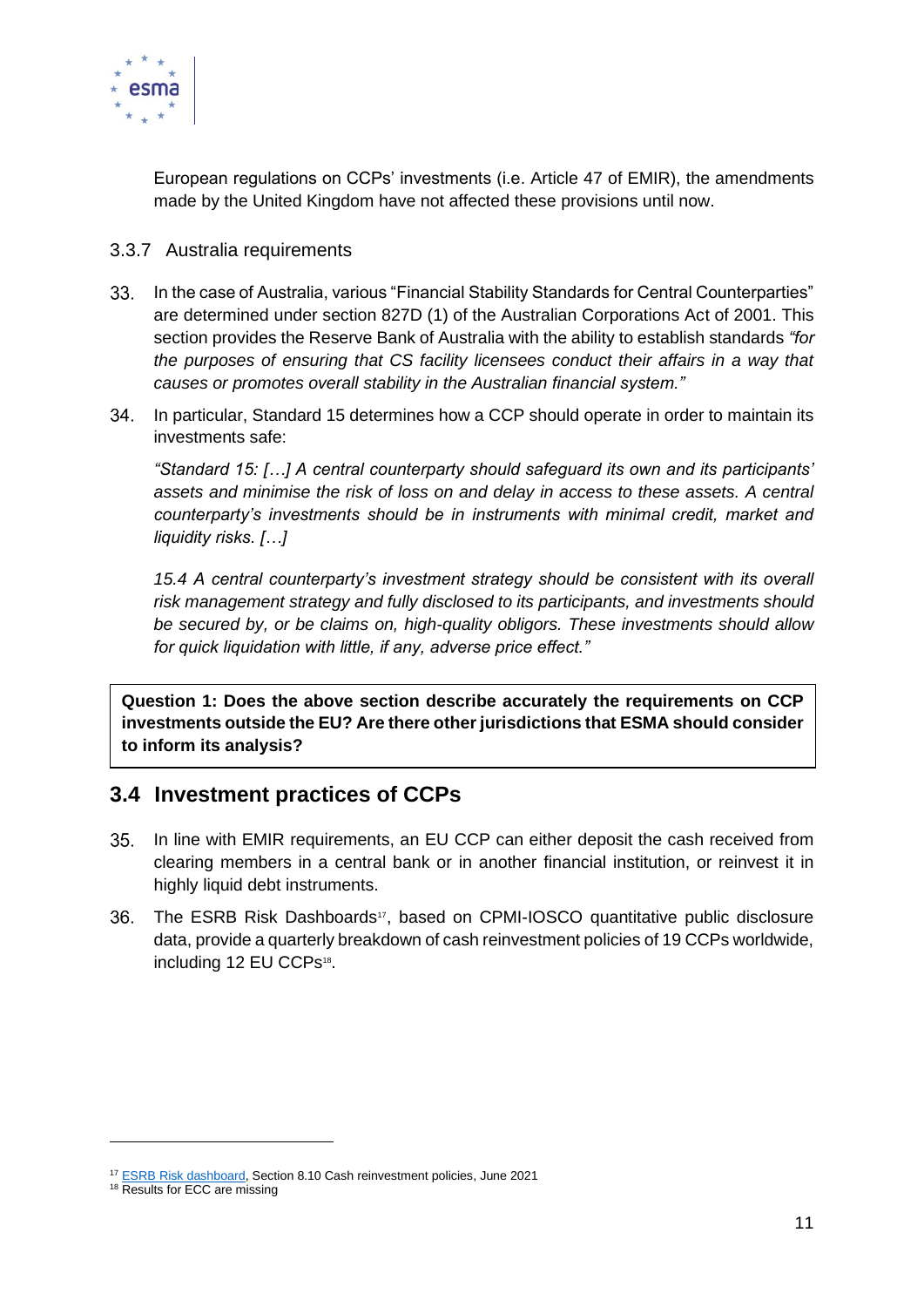European regulations on CCPs' investments (i.e. Article 47 of EMIR), the amendments made by the United Kingdom have not affected these provisions until now.

### 3.3.7 Australia requirements

33. In the case of Australia, various "Financial Stability Standards for Central Counterparties" are determined under section 827D (1) of the Australian Corporations Act of 2001. This section provides the Reserve Bank of Australia with the ability to establish standards *"for the purposes of ensuring that CS facility licensees conduct their affairs in a way that causes or promotes overall stability in the Australian financial system."*

34. In particular, Standard 15 determines how a CCP should operate in order to maintain its investments safe:

    *"Standard 15: […] A central counterparty should safeguard its own and its participants' assets and minimise the risk of loss on and delay in access to these assets. A central counterparty's investments should be in instruments with minimal credit, market and liquidity risks. […]*

    *15.4 A central counterparty's investment strategy should be consistent with its overall risk management strategy and fully disclosed to its participants, and investments should be secured by, or be claims on, high-quality obligors. These investments should allow for quick liquidation with little, if any, adverse price effect."*

**Question 1: Does the above section describe accurately the requirements on CCP investments outside the EU? Are there other jurisdictions that ESMA should consider to inform its analysis?**

## 3.4 Investment practices of CCPs

35. In line with EMIR requirements, an EU CCP can either deposit the cash received from clearing members in a central bank or in another financial institution, or reinvest it in highly liquid debt instruments.

36. The ESRB Risk Dashboards[17], based on CPMI-IOSCO quantitative public disclosure data, provide a quarterly breakdown of cash reinvestment policies of 19 CCPs worldwide, including 12 EU CCPs[18].

[17] ESRB Risk dashboard, Section 8.10 Cash reinvestment policies, June 2021

[18] Results for ECC are missing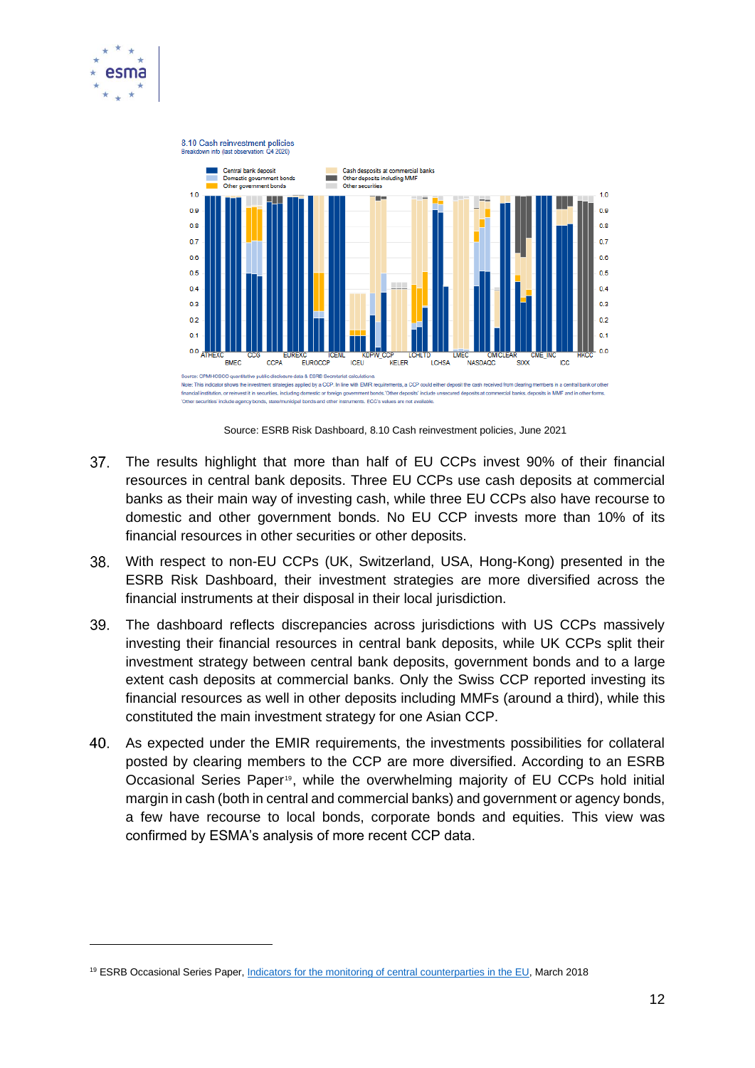8.10 Cash reinvestment policies
Breakdown info (last observation: Q4 2020)

Central bank deposit
Domestic government bonds
Other government bonds
Cash desposits at commercial banks
Other deposits including MMF
Other securities

Source: CPMI-IOSCO quantitative public disclosure data & ESRB Secretariat calculations.
Note: This indicator shows the investment strategies applied by a CCP. In line with EMIR requirements, a CCP could either deposit the cash received from clearing members in a central bank or other financial institution, or reinvest it in securities, including domestic or foreign government bonds. 'Other deposits' include unsecured deposits at commercial banks, deposits in MMF and in other forms. 'Other securities' include agency bonds, state/municipal bonds and other instruments. ECC's values are not available.

Source: ESRB Risk Dashboard, 8.10 Cash reinvestment policies, June 2021

37. The results highlight that more than half of EU CCPs invest 90% of their financial resources in central bank deposits. Three EU CCPs use cash deposits at commercial banks as their main way of investing cash, while three EU CCPs also have recourse to domestic and other government bonds. No EU CCP invests more than 10% of its financial resources in other securities or other deposits.

38. With respect to non-EU CCPs (UK, Switzerland, USA, Hong-Kong) presented in the ESRB Risk Dashboard, their investment strategies are more diversified across the financial instruments at their disposal in their local jurisdiction.

39. The dashboard reflects discrepancies across jurisdictions with US CCPs massively investing their financial resources in central bank deposits, while UK CCPs split their investment strategy between central bank deposits, government bonds and to a large extent cash deposits at commercial banks. Only the Swiss CCP reported investing its financial resources as well in other deposits including MMFs (around a third), while this constituted the main investment strategy for one Asian CCP.

40. As expected under the EMIR requirements, the investments possibilities for collateral posted by clearing members to the CCP are more diversified. According to an ESRB Occasional Series Paper[19], while the overwhelming majority of EU CCPs hold initial margin in cash (both in central and commercial banks) and government or agency bonds, a few have recourse to local bonds, corporate bonds and equities. This view was confirmed by ESMA's analysis of more recent CCP data.

[19] ESRB Occasional Series Paper, Indicators for the monitoring of central counterparties in the EU, March 2018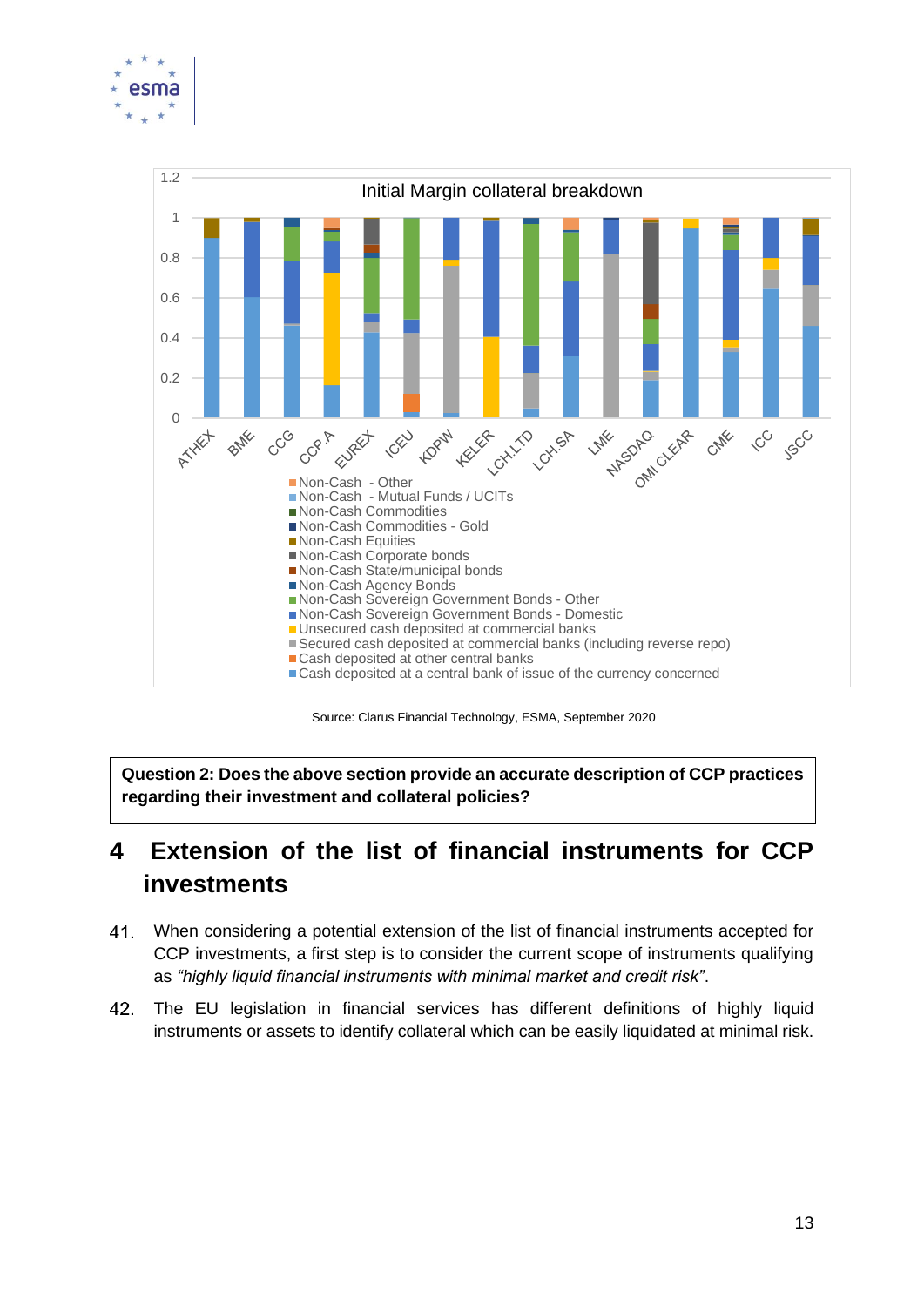Initial Margin collateral breakdown

Source: Clarus Financial Technology, ESMA, September 2020

**Question 2: Does the above section provide an accurate description of CCP practices regarding their investment and collateral policies?**

# 4 Extension of the list of financial instruments for CCP investments

41. When considering a potential extension of the list of financial instruments accepted for CCP investments, a first step is to consider the current scope of instruments qualifying as *“highly liquid financial instruments with minimal market and credit risk”*.

42. The EU legislation in financial services has different definitions of highly liquid instruments or assets to identify collateral which can be easily liquidated at minimal risk.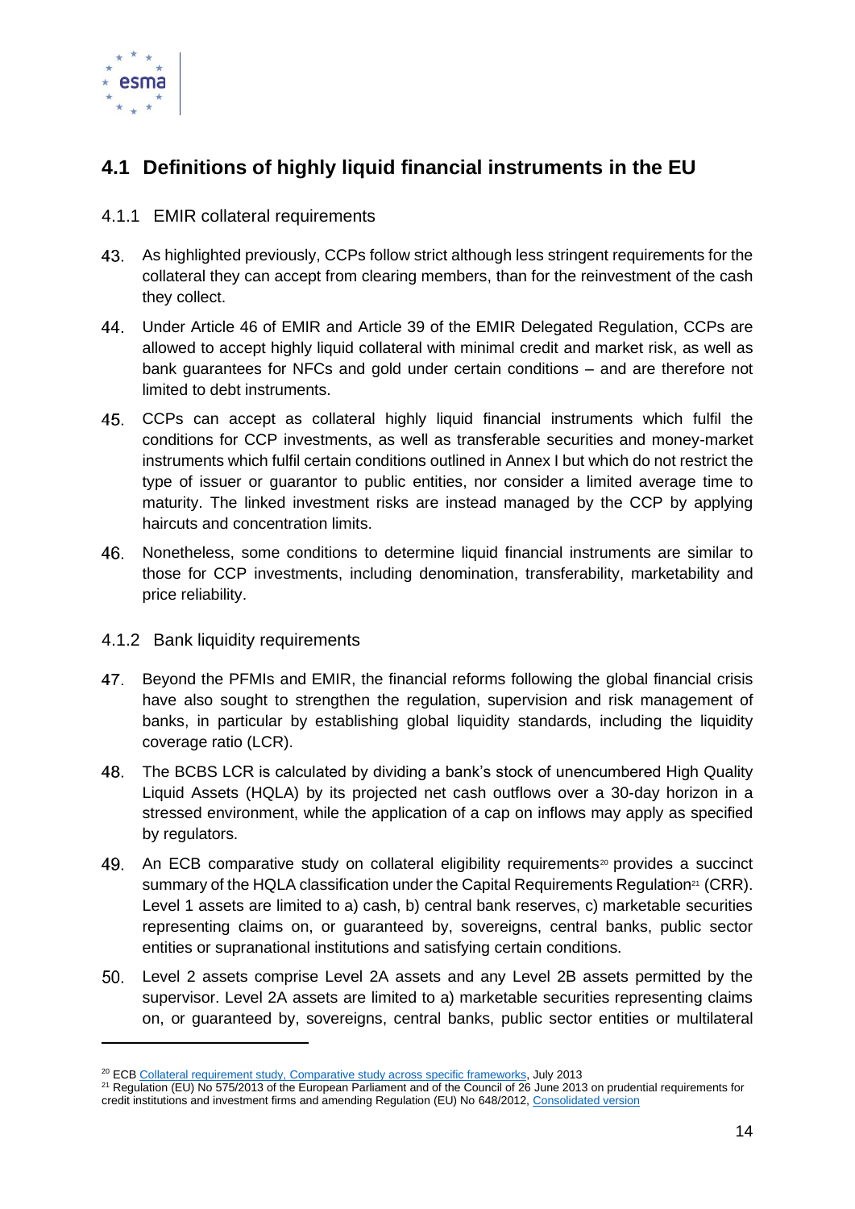## 4.1 Definitions of highly liquid financial instruments in the EU

### 4.1.1 EMIR collateral requirements

43. As highlighted previously, CCPs follow strict although less stringent requirements for the collateral they can accept from clearing members, than for the reinvestment of the cash they collect.

44. Under Article 46 of EMIR and Article 39 of the EMIR Delegated Regulation, CCPs are allowed to accept highly liquid collateral with minimal credit and market risk, as well as bank guarantees for NFCs and gold under certain conditions – and are therefore not limited to debt instruments.

45. CCPs can accept as collateral highly liquid financial instruments which fulfil the conditions for CCP investments, as well as transferable securities and money-market instruments which fulfil certain conditions outlined in Annex I but which do not restrict the type of issuer or guarantor to public entities, nor consider a limited average time to maturity. The linked investment risks are instead managed by the CCP by applying haircuts and concentration limits.

46. Nonetheless, some conditions to determine liquid financial instruments are similar to those for CCP investments, including denomination, transferability, marketability and price reliability.

### 4.1.2 Bank liquidity requirements

47. Beyond the PFMIs and EMIR, the financial reforms following the global financial crisis have also sought to strengthen the regulation, supervision and risk management of banks, in particular by establishing global liquidity standards, including the liquidity coverage ratio (LCR).

48. The BCBS LCR is calculated by dividing a bank's stock of unencumbered High Quality Liquid Assets (HQLA) by its projected net cash outflows over a 30-day horizon in a stressed environment, while the application of a cap on inflows may apply as specified by regulators.

49. An ECB comparative study on collateral eligibility requirements[20] provides a succinct summary of the HQLA classification under the Capital Requirements Regulation[21] (CRR). Level 1 assets are limited to a) cash, b) central bank reserves, c) marketable securities representing claims on, or guaranteed by, sovereigns, central banks, public sector entities or supranational institutions and satisfying certain conditions.

50. Level 2 assets comprise Level 2A assets and any Level 2B assets permitted by the supervisor. Level 2A assets are limited to a) marketable securities representing claims on, or guaranteed by, sovereigns, central banks, public sector entities or multilateral

---

[20] ECB [Collateral requirement study, Comparative study across specific frameworks](), July 2013

[21] Regulation (EU) No 575/2013 of the European Parliament and of the Council of 26 June 2013 on prudential requirements for credit institutions and investment firms and amending Regulation (EU) No 648/2012, [Consolidated version]()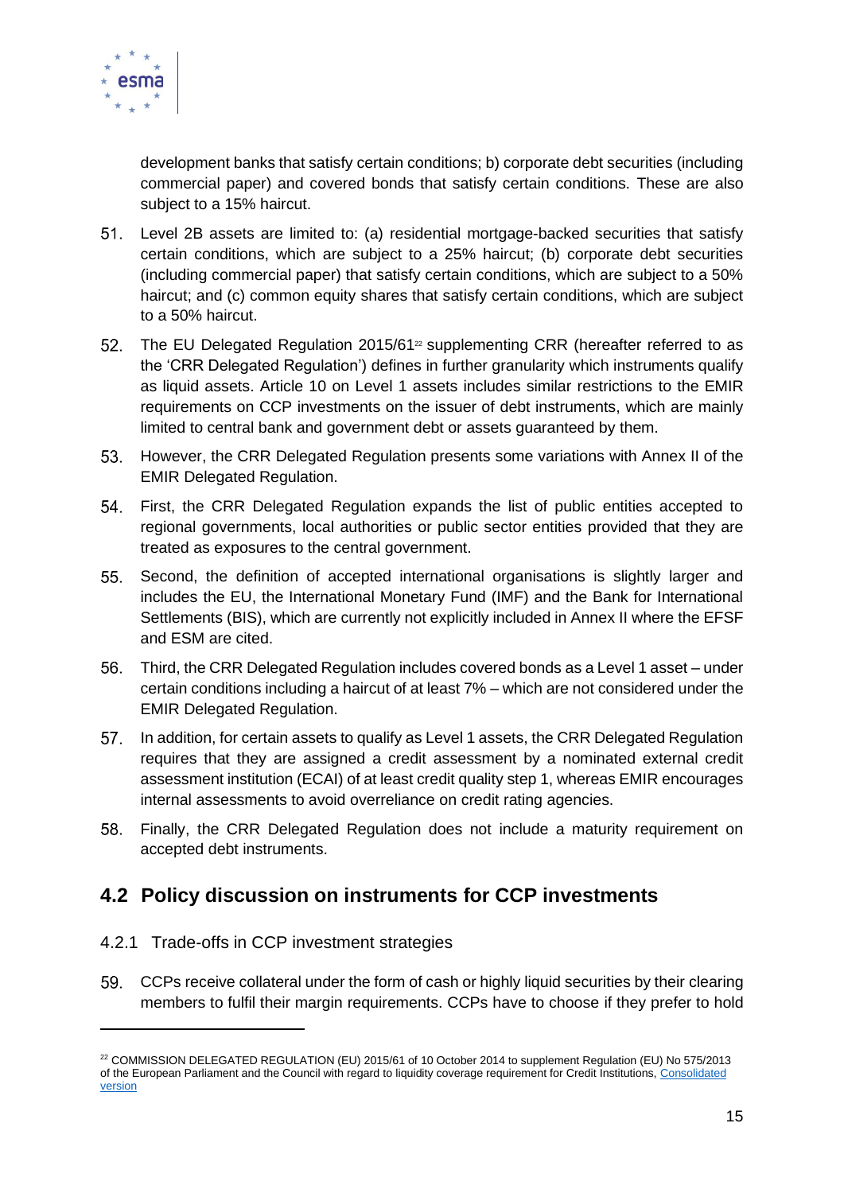development banks that satisfy certain conditions; b) corporate debt securities (including commercial paper) and covered bonds that satisfy certain conditions. These are also subject to a 15% haircut.

51. Level 2B assets are limited to: (a) residential mortgage-backed securities that satisfy certain conditions, which are subject to a 25% haircut; (b) corporate debt securities (including commercial paper) that satisfy certain conditions, which are subject to a 50% haircut; and (c) common equity shares that satisfy certain conditions, which are subject to a 50% haircut.

52. The EU Delegated Regulation 2015/61[22] supplementing CRR (hereafter referred to as the 'CRR Delegated Regulation') defines in further granularity which instruments qualify as liquid assets. Article 10 on Level 1 assets includes similar restrictions to the EMIR requirements on CCP investments on the issuer of debt instruments, which are mainly limited to central bank and government debt or assets guaranteed by them.

53. However, the CRR Delegated Regulation presents some variations with Annex II of the EMIR Delegated Regulation.

54. First, the CRR Delegated Regulation expands the list of public entities accepted to regional governments, local authorities or public sector entities provided that they are treated as exposures to the central government.

55. Second, the definition of accepted international organisations is slightly larger and includes the EU, the International Monetary Fund (IMF) and the Bank for International Settlements (BIS), which are currently not explicitly included in Annex II where the EFSF and ESM are cited.

56. Third, the CRR Delegated Regulation includes covered bonds as a Level 1 asset – under certain conditions including a haircut of at least 7% – which are not considered under the EMIR Delegated Regulation.

57. In addition, for certain assets to qualify as Level 1 assets, the CRR Delegated Regulation requires that they are assigned a credit assessment by a nominated external credit assessment institution (ECAI) of at least credit quality step 1, whereas EMIR encourages internal assessments to avoid overreliance on credit rating agencies.

58. Finally, the CRR Delegated Regulation does not include a maturity requirement on accepted debt instruments.

## 4.2 Policy discussion on instruments for CCP investments

### 4.2.1 Trade-offs in CCP investment strategies

59. CCPs receive collateral under the form of cash or highly liquid securities by their clearing members to fulfil their margin requirements. CCPs have to choose if they prefer to hold

[22] COMMISSION DELEGATED REGULATION (EU) 2015/61 of 10 October 2014 to supplement Regulation (EU) No 575/2013 of the European Parliament and the Council with regard to liquidity coverage requirement for Credit Institutions, Consolidated version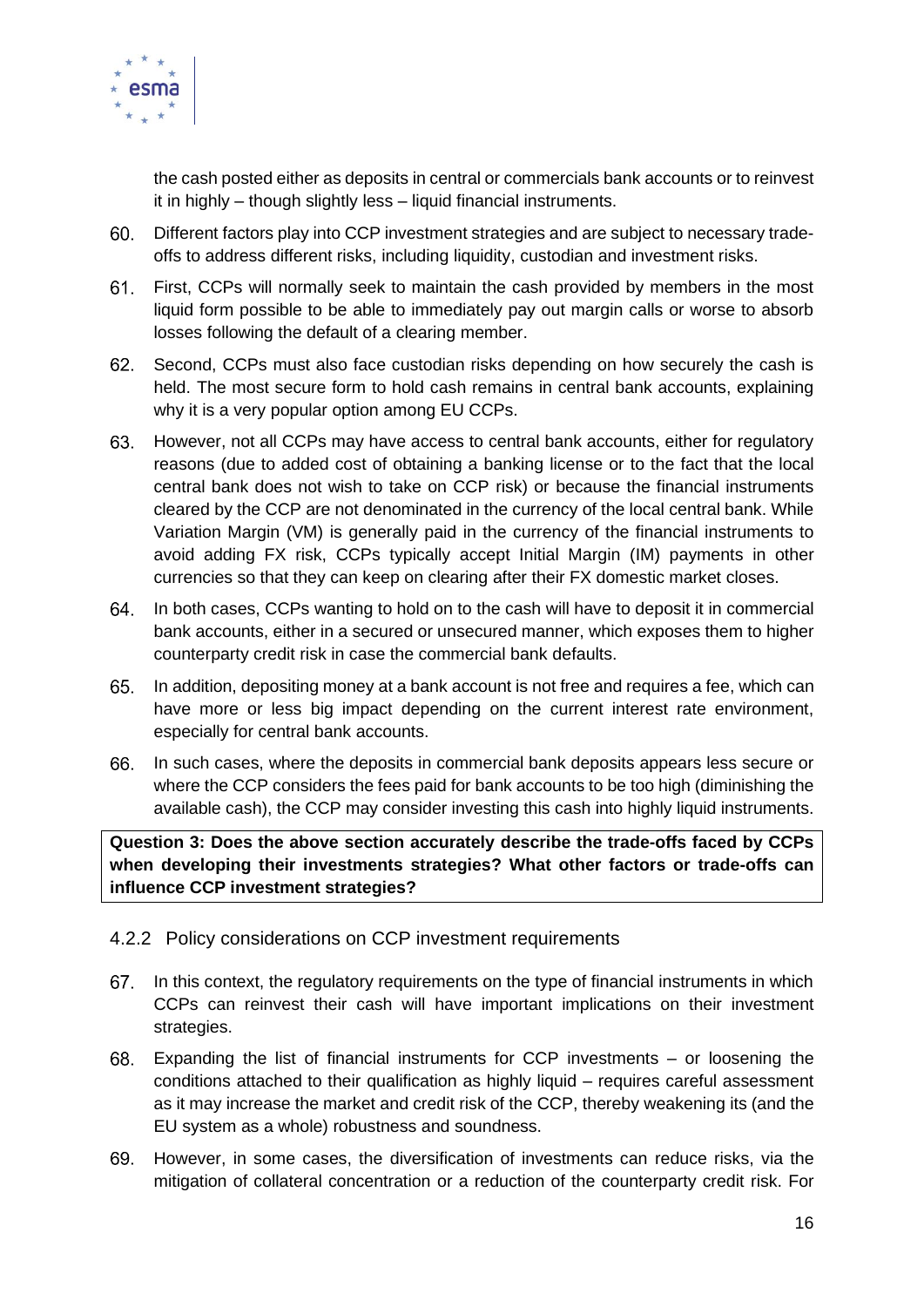the cash posted either as deposits in central or commercials bank accounts or to reinvest it in highly – though slightly less – liquid financial instruments.

60. Different factors play into CCP investment strategies and are subject to necessary trade-offs to address different risks, including liquidity, custodian and investment risks.

61. First, CCPs will normally seek to maintain the cash provided by members in the most liquid form possible to be able to immediately pay out margin calls or worse to absorb losses following the default of a clearing member.

62. Second, CCPs must also face custodian risks depending on how securely the cash is held. The most secure form to hold cash remains in central bank accounts, explaining why it is a very popular option among EU CCPs.

63. However, not all CCPs may have access to central bank accounts, either for regulatory reasons (due to added cost of obtaining a banking license or to the fact that the local central bank does not wish to take on CCP risk) or because the financial instruments cleared by the CCP are not denominated in the currency of the local central bank. While Variation Margin (VM) is generally paid in the currency of the financial instruments to avoid adding FX risk, CCPs typically accept Initial Margin (IM) payments in other currencies so that they can keep on clearing after their FX domestic market closes.

64. In both cases, CCPs wanting to hold on to the cash will have to deposit it in commercial bank accounts, either in a secured or unsecured manner, which exposes them to higher counterparty credit risk in case the commercial bank defaults.

65. In addition, depositing money at a bank account is not free and requires a fee, which can have more or less big impact depending on the current interest rate environment, especially for central bank accounts.

66. In such cases, where the deposits in commercial bank deposits appears less secure or where the CCP considers the fees paid for bank accounts to be too high (diminishing the available cash), the CCP may consider investing this cash into highly liquid instruments.

**Question 3: Does the above section accurately describe the trade-offs faced by CCPs when developing their investments strategies? What other factors or trade-offs can influence CCP investment strategies?**

### 4.2.2 Policy considerations on CCP investment requirements

67. In this context, the regulatory requirements on the type of financial instruments in which CCPs can reinvest their cash will have important implications on their investment strategies.

68. Expanding the list of financial instruments for CCP investments – or loosening the conditions attached to their qualification as highly liquid – requires careful assessment as it may increase the market and credit risk of the CCP, thereby weakening its (and the EU system as a whole) robustness and soundness.

69. However, in some cases, the diversification of investments can reduce risks, via the mitigation of collateral concentration or a reduction of the counterparty credit risk. For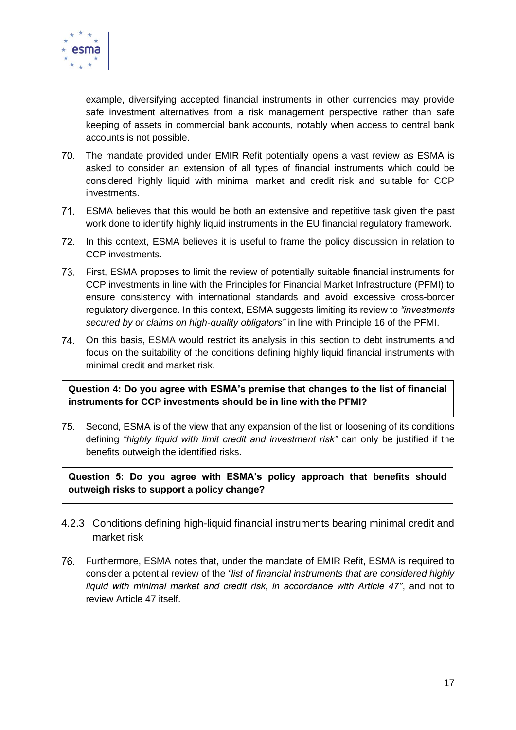example, diversifying accepted financial instruments in other currencies may provide safe investment alternatives from a risk management perspective rather than safe keeping of assets in commercial bank accounts, notably when access to central bank accounts is not possible.

70. The mandate provided under EMIR Refit potentially opens a vast review as ESMA is asked to consider an extension of all types of financial instruments which could be considered highly liquid with minimal market and credit risk and suitable for CCP investments.

71. ESMA believes that this would be both an extensive and repetitive task given the past work done to identify highly liquid instruments in the EU financial regulatory framework.

72. In this context, ESMA believes it is useful to frame the policy discussion in relation to CCP investments.

73. First, ESMA proposes to limit the review of potentially suitable financial instruments for CCP investments in line with the Principles for Financial Market Infrastructure (PFMI) to ensure consistency with international standards and avoid excessive cross-border regulatory divergence. In this context, ESMA suggests limiting its review to *"investments secured by or claims on high-quality obligators"* in line with Principle 16 of the PFMI.

74. On this basis, ESMA would restrict its analysis in this section to debt instruments and focus on the suitability of the conditions defining highly liquid financial instruments with minimal credit and market risk.

**Question 4: Do you agree with ESMA's premise that changes to the list of financial instruments for CCP investments should be in line with the PFMI?**

75. Second, ESMA is of the view that any expansion of the list or loosening of its conditions defining *"highly liquid with limit credit and investment risk"* can only be justified if the benefits outweigh the identified risks.

**Question 5: Do you agree with ESMA's policy approach that benefits should outweigh risks to support a policy change?**

### 4.2.3 Conditions defining high-liquid financial instruments bearing minimal credit and market risk

76. Furthermore, ESMA notes that, under the mandate of EMIR Refit, ESMA is required to consider a potential review of the *"list of financial instruments that are considered highly liquid with minimal market and credit risk, in accordance with Article 47"*, and not to review Article 47 itself.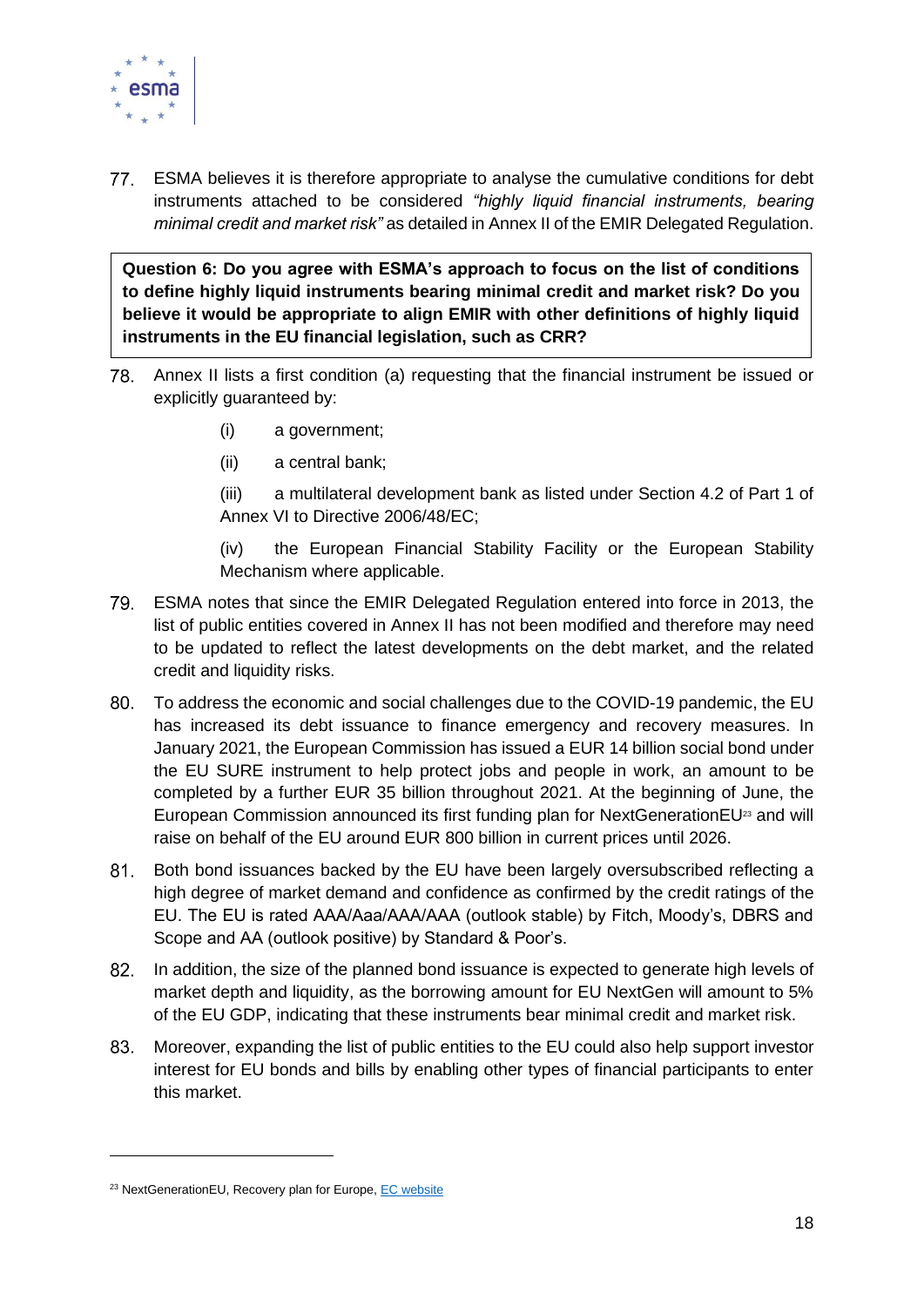77. ESMA believes it is therefore appropriate to analyse the cumulative conditions for debt instruments attached to be considered *"highly liquid financial instruments, bearing minimal credit and market risk"* as detailed in Annex II of the EMIR Delegated Regulation.

> **Question 6: Do you agree with ESMA's approach to focus on the list of conditions to define highly liquid instruments bearing minimal credit and market risk? Do you believe it would be appropriate to align EMIR with other definitions of highly liquid instruments in the EU financial legislation, such as CRR?**

78. Annex II lists a first condition (a) requesting that the financial instrument be issued or explicitly guaranteed by:

    (i) a government;

    (ii) a central bank;

    (iii) a multilateral development bank as listed under Section 4.2 of Part 1 of Annex VI to Directive 2006/48/EC;

    (iv) the European Financial Stability Facility or the European Stability Mechanism where applicable.

79. ESMA notes that since the EMIR Delegated Regulation entered into force in 2013, the list of public entities covered in Annex II has not been modified and therefore may need to be updated to reflect the latest developments on the debt market, and the related credit and liquidity risks.

80. To address the economic and social challenges due to the COVID-19 pandemic, the EU has increased its debt issuance to finance emergency and recovery measures. In January 2021, the European Commission has issued a EUR 14 billion social bond under the EU SURE instrument to help protect jobs and people in work, an amount to be completed by a further EUR 35 billion throughout 2021. At the beginning of June, the European Commission announced its first funding plan for NextGenerationEU[23] and will raise on behalf of the EU around EUR 800 billion in current prices until 2026.

81. Both bond issuances backed by the EU have been largely oversubscribed reflecting a high degree of market demand and confidence as confirmed by the credit ratings of the EU. The EU is rated AAA/Aaa/AAA/AAA (outlook stable) by Fitch, Moody's, DBRS and Scope and AA (outlook positive) by Standard & Poor's.

82. In addition, the size of the planned bond issuance is expected to generate high levels of market depth and liquidity, as the borrowing amount for EU NextGen will amount to 5% of the EU GDP, indicating that these instruments bear minimal credit and market risk.

83. Moreover, expanding the list of public entities to the EU could also help support investor interest for EU bonds and bills by enabling other types of financial participants to enter this market.

---

[23] NextGenerationEU, Recovery plan for Europe, [EC website]()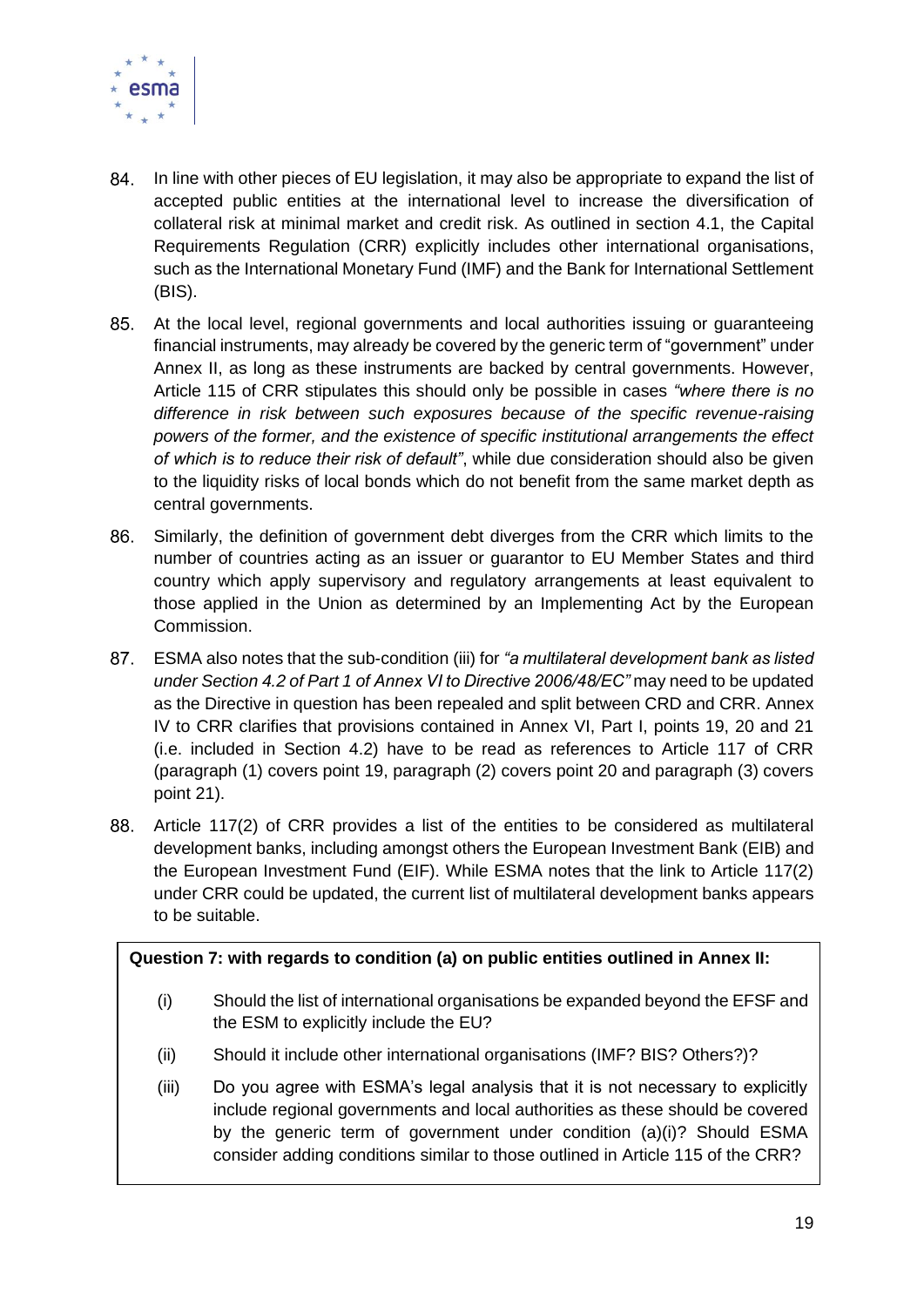84. In line with other pieces of EU legislation, it may also be appropriate to expand the list of accepted public entities at the international level to increase the diversification of collateral risk at minimal market and credit risk. As outlined in section 4.1, the Capital Requirements Regulation (CRR) explicitly includes other international organisations, such as the International Monetary Fund (IMF) and the Bank for International Settlement (BIS).

85. At the local level, regional governments and local authorities issuing or guaranteeing financial instruments, may already be covered by the generic term of "government" under Annex II, as long as these instruments are backed by central governments. However, Article 115 of CRR stipulates this should only be possible in cases *"where there is no difference in risk between such exposures because of the specific revenue-raising powers of the former, and the existence of specific institutional arrangements the effect of which is to reduce their risk of default"*, while due consideration should also be given to the liquidity risks of local bonds which do not benefit from the same market depth as central governments.

86. Similarly, the definition of government debt diverges from the CRR which limits to the number of countries acting as an issuer or guarantor to EU Member States and third country which apply supervisory and regulatory arrangements at least equivalent to those applied in the Union as determined by an Implementing Act by the European Commission.

87. ESMA also notes that the sub-condition (iii) for *"a multilateral development bank as listed under Section 4.2 of Part 1 of Annex VI to Directive 2006/48/EC"* may need to be updated as the Directive in question has been repealed and split between CRD and CRR. Annex IV to CRR clarifies that provisions contained in Annex VI, Part I, points 19, 20 and 21 (i.e. included in Section 4.2) have to be read as references to Article 117 of CRR (paragraph (1) covers point 19, paragraph (2) covers point 20 and paragraph (3) covers point 21).

88. Article 117(2) of CRR provides a list of the entities to be considered as multilateral development banks, including amongst others the European Investment Bank (EIB) and the European Investment Fund (EIF). While ESMA notes that the link to Article 117(2) under CRR could be updated, the current list of multilateral development banks appears to be suitable.

**Question 7: with regards to condition (a) on public entities outlined in Annex II:**

(i) Should the list of international organisations be expanded beyond the EFSF and the ESM to explicitly include the EU?

(ii) Should it include other international organisations (IMF? BIS? Others?)?

(iii) Do you agree with ESMA's legal analysis that it is not necessary to explicitly include regional governments and local authorities as these should be covered by the generic term of government under condition (a)(i)? Should ESMA consider adding conditions similar to those outlined in Article 115 of the CRR?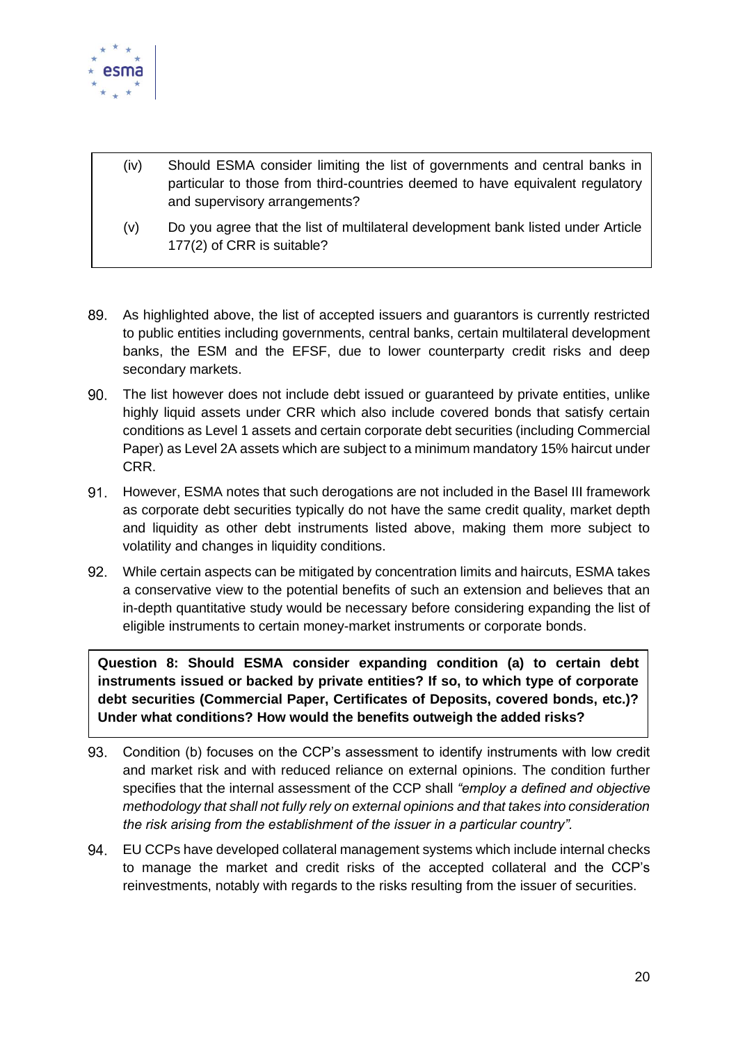(iv) Should ESMA consider limiting the list of governments and central banks in particular to those from third-countries deemed to have equivalent regulatory and supervisory arrangements?

(v) Do you agree that the list of multilateral development bank listed under Article 177(2) of CRR is suitable?

89. As highlighted above, the list of accepted issuers and guarantors is currently restricted to public entities including governments, central banks, certain multilateral development banks, the ESM and the EFSF, due to lower counterparty credit risks and deep secondary markets.

90. The list however does not include debt issued or guaranteed by private entities, unlike highly liquid assets under CRR which also include covered bonds that satisfy certain conditions as Level 1 assets and certain corporate debt securities (including Commercial Paper) as Level 2A assets which are subject to a minimum mandatory 15% haircut under CRR.

91. However, ESMA notes that such derogations are not included in the Basel III framework as corporate debt securities typically do not have the same credit quality, market depth and liquidity as other debt instruments listed above, making them more subject to volatility and changes in liquidity conditions.

92. While certain aspects can be mitigated by concentration limits and haircuts, ESMA takes a conservative view to the potential benefits of such an extension and believes that an in-depth quantitative study would be necessary before considering expanding the list of eligible instruments to certain money-market instruments or corporate bonds.

**Question 8: Should ESMA consider expanding condition (a) to certain debt instruments issued or backed by private entities? If so, to which type of corporate debt securities (Commercial Paper, Certificates of Deposits, covered bonds, etc.)? Under what conditions? How would the benefits outweigh the added risks?**

93. Condition (b) focuses on the CCP's assessment to identify instruments with low credit and market risk and with reduced reliance on external opinions. The condition further specifies that the internal assessment of the CCP shall *"employ a defined and objective methodology that shall not fully rely on external opinions and that takes into consideration the risk arising from the establishment of the issuer in a particular country"*.

94. EU CCPs have developed collateral management systems which include internal checks to manage the market and credit risks of the accepted collateral and the CCP's reinvestments, notably with regards to the risks resulting from the issuer of securities.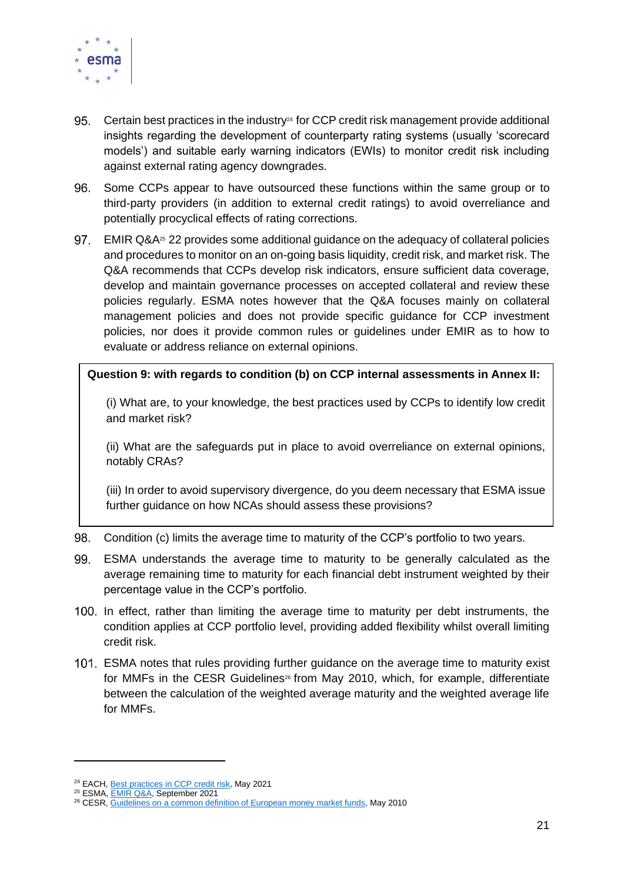95. Certain best practices in the industry[24] for CCP credit risk management provide additional insights regarding the development of counterparty rating systems (usually 'scorecard models') and suitable early warning indicators (EWIs) to monitor credit risk including against external rating agency downgrades.

96. Some CCPs appear to have outsourced these functions within the same group or to third-party providers (in addition to external credit ratings) to avoid overreliance and potentially procyclical effects of rating corrections.

97. EMIR Q&A[25] 22 provides some additional guidance on the adequacy of collateral policies and procedures to monitor on an on-going basis liquidity, credit risk, and market risk. The Q&A recommends that CCPs develop risk indicators, ensure sufficient data coverage, develop and maintain governance processes on accepted collateral and review these policies regularly. ESMA notes however that the Q&A focuses mainly on collateral management policies and does not provide specific guidance for CCP investment policies, nor does it provide common rules or guidelines under EMIR as to how to evaluate or address reliance on external opinions.

> **Question 9: with regards to condition (b) on CCP internal assessments in Annex II:**
>
> (i) What are, to your knowledge, the best practices used by CCPs to identify low credit and market risk?
>
> (ii) What are the safeguards put in place to avoid overreliance on external opinions, notably CRAs?
>
> (iii) In order to avoid supervisory divergence, do you deem necessary that ESMA issue further guidance on how NCAs should assess these provisions?

98. Condition (c) limits the average time to maturity of the CCP's portfolio to two years.

99. ESMA understands the average time to maturity to be generally calculated as the average remaining time to maturity for each financial debt instrument weighted by their percentage value in the CCP's portfolio.

100. In effect, rather than limiting the average time to maturity per debt instruments, the condition applies at CCP portfolio level, providing added flexibility whilst overall limiting credit risk.

101. ESMA notes that rules providing further guidance on the average time to maturity exist for MMFs in the CESR Guidelines[26] from May 2010, which, for example, differentiate between the calculation of the weighted average maturity and the weighted average life for MMFs.

---

[24] EACH, Best practices in CCP credit risk, May 2021
[25] ESMA, EMIR Q&A, September 2021
[26] CESR, Guidelines on a common definition of European money market funds, May 2010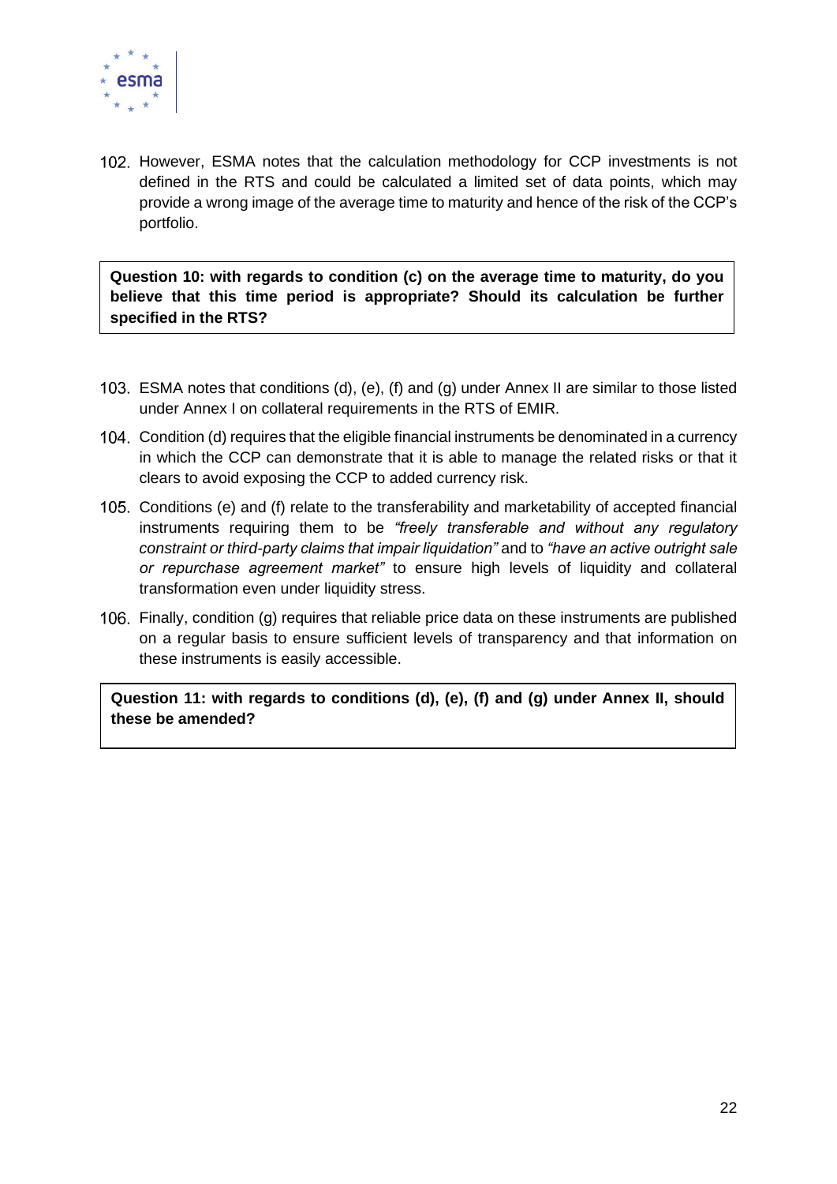102. However, ESMA notes that the calculation methodology for CCP investments is not defined in the RTS and could be calculated a limited set of data points, which may provide a wrong image of the average time to maturity and hence of the risk of the CCP's portfolio.

**Question 10: with regards to condition (c) on the average time to maturity, do you believe that this time period is appropriate? Should its calculation be further specified in the RTS?**

103. ESMA notes that conditions (d), (e), (f) and (g) under Annex II are similar to those listed under Annex I on collateral requirements in the RTS of EMIR.

104. Condition (d) requires that the eligible financial instruments be denominated in a currency in which the CCP can demonstrate that it is able to manage the related risks or that it clears to avoid exposing the CCP to added currency risk.

105. Conditions (e) and (f) relate to the transferability and marketability of accepted financial instruments requiring them to be *"freely transferable and without any regulatory constraint or third-party claims that impair liquidation"* and to *"have an active outright sale or repurchase agreement market"* to ensure high levels of liquidity and collateral transformation even under liquidity stress.

106. Finally, condition (g) requires that reliable price data on these instruments are published on a regular basis to ensure sufficient levels of transparency and that information on these instruments is easily accessible.

**Question 11: with regards to conditions (d), (e), (f) and (g) under Annex II, should these be amended?**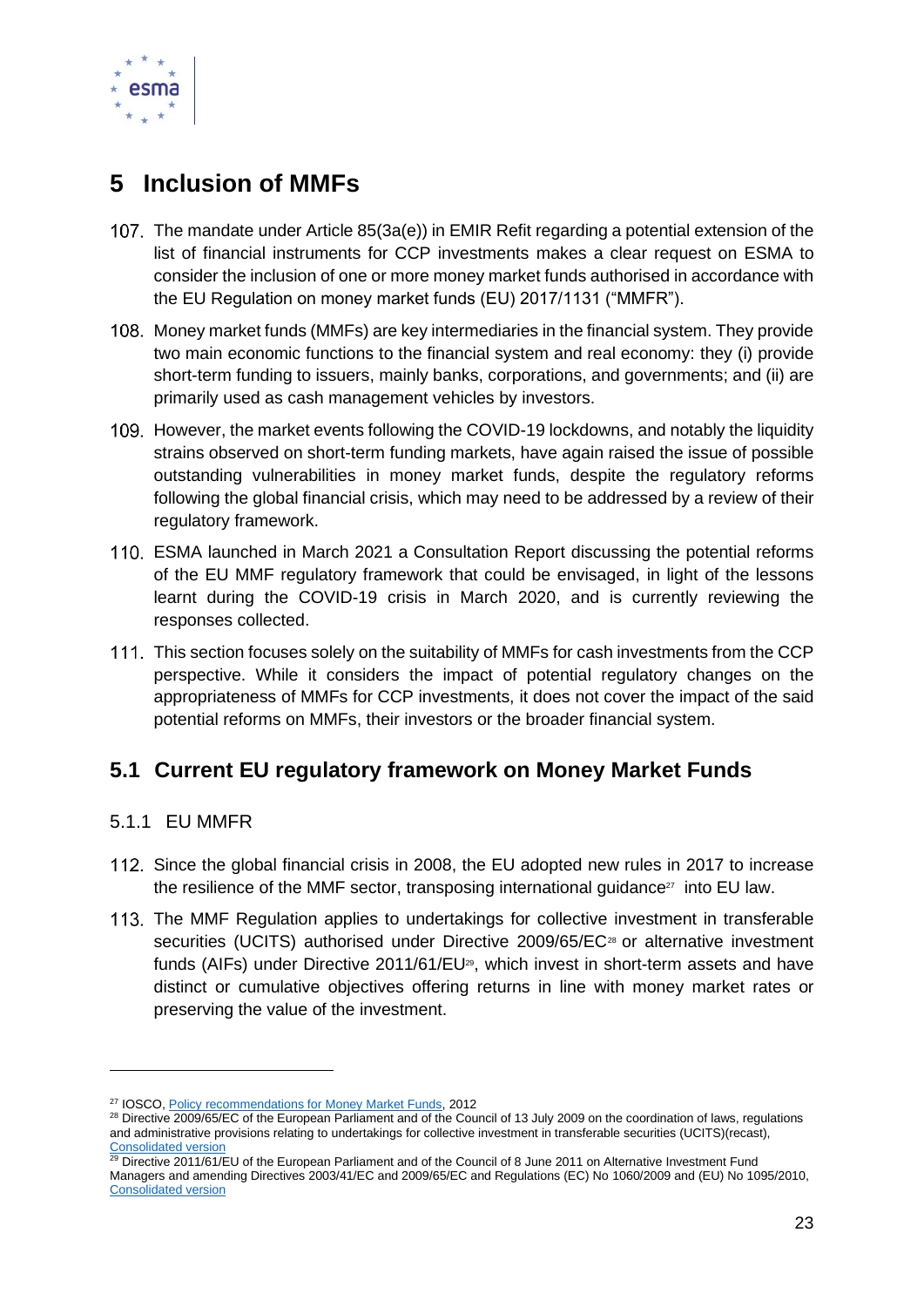# 5 Inclusion of MMFs

107. The mandate under Article 85(3a(e)) in EMIR Refit regarding a potential extension of the list of financial instruments for CCP investments makes a clear request on ESMA to consider the inclusion of one or more money market funds authorised in accordance with the EU Regulation on money market funds (EU) 2017/1131 ("MMFR").

108. Money market funds (MMFs) are key intermediaries in the financial system. They provide two main economic functions to the financial system and real economy: they (i) provide short-term funding to issuers, mainly banks, corporations, and governments; and (ii) are primarily used as cash management vehicles by investors.

109. However, the market events following the COVID-19 lockdowns, and notably the liquidity strains observed on short-term funding markets, have again raised the issue of possible outstanding vulnerabilities in money market funds, despite the regulatory reforms following the global financial crisis, which may need to be addressed by a review of their regulatory framework.

110. ESMA launched in March 2021 a Consultation Report discussing the potential reforms of the EU MMF regulatory framework that could be envisaged, in light of the lessons learnt during the COVID-19 crisis in March 2020, and is currently reviewing the responses collected.

111. This section focuses solely on the suitability of MMFs for cash investments from the CCP perspective. While it considers the impact of potential regulatory changes on the appropriateness of MMFs for CCP investments, it does not cover the impact of the said potential reforms on MMFs, their investors or the broader financial system.

## 5.1 Current EU regulatory framework on Money Market Funds

### 5.1.1 EU MMFR

112. Since the global financial crisis in 2008, the EU adopted new rules in 2017 to increase the resilience of the MMF sector, transposing international guidance[27] into EU law.

113. The MMF Regulation applies to undertakings for collective investment in transferable securities (UCITS) authorised under Directive 2009/65/EC[28] or alternative investment funds (AIFs) under Directive 2011/61/EU[29], which invest in short-term assets and have distinct or cumulative objectives offering returns in line with money market rates or preserving the value of the investment.

---

[27] IOSCO, Policy recommendations for Money Market Funds, 2012

[28] Directive 2009/65/EC of the European Parliament and of the Council of 13 July 2009 on the coordination of laws, regulations and administrative provisions relating to undertakings for collective investment in transferable securities (UCITS)(recast), Consolidated version

[29] Directive 2011/61/EU of the European Parliament and of the Council of 8 June 2011 on Alternative Investment Fund Managers and amending Directives 2003/41/EC and 2009/65/EC and Regulations (EC) No 1060/2009 and (EU) No 1095/2010, Consolidated version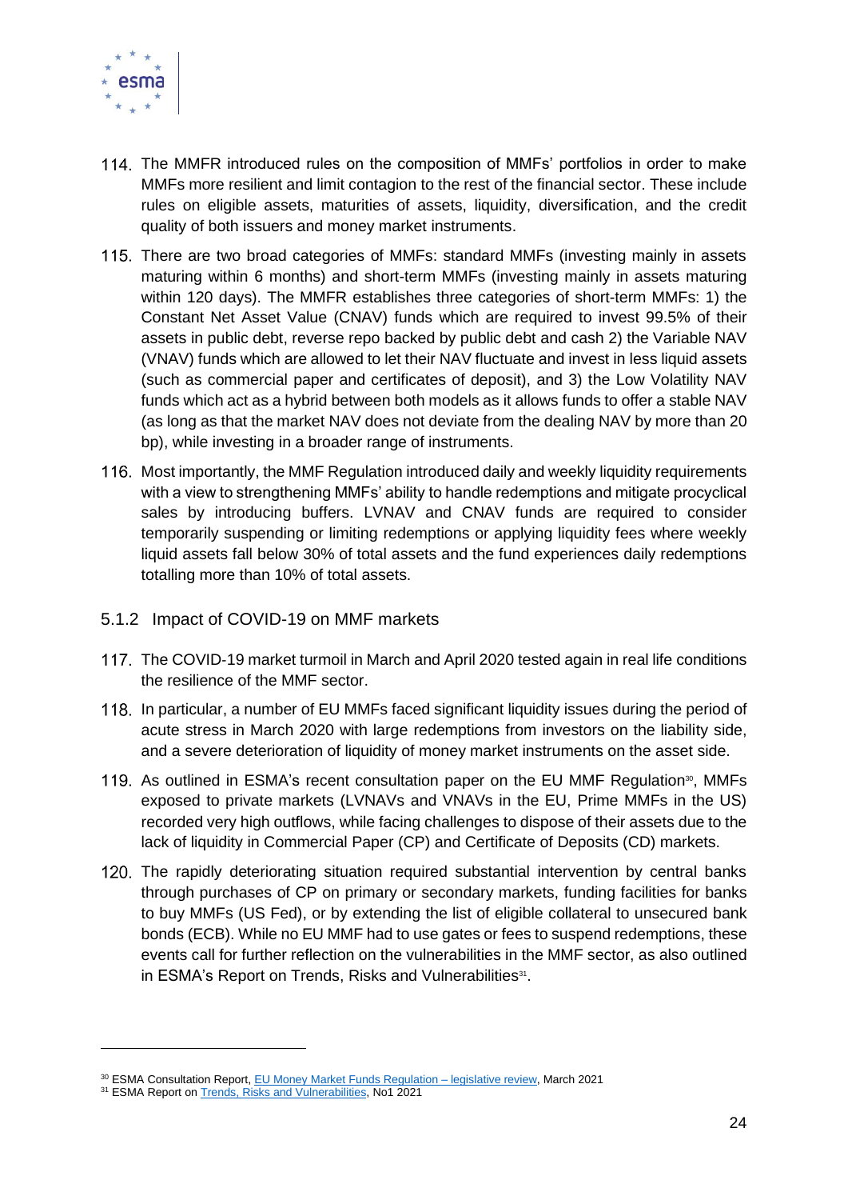114. The MMFR introduced rules on the composition of MMFs' portfolios in order to make MMFs more resilient and limit contagion to the rest of the financial sector. These include rules on eligible assets, maturities of assets, liquidity, diversification, and the credit quality of both issuers and money market instruments.

115. There are two broad categories of MMFs: standard MMFs (investing mainly in assets maturing within 6 months) and short-term MMFs (investing mainly in assets maturing within 120 days). The MMFR establishes three categories of short-term MMFs: 1) the Constant Net Asset Value (CNAV) funds which are required to invest 99.5% of their assets in public debt, reverse repo backed by public debt and cash 2) the Variable NAV (VNAV) funds which are allowed to let their NAV fluctuate and invest in less liquid assets (such as commercial paper and certificates of deposit), and 3) the Low Volatility NAV funds which act as a hybrid between both models as it allows funds to offer a stable NAV (as long as that the market NAV does not deviate from the dealing NAV by more than 20 bp), while investing in a broader range of instruments.

116. Most importantly, the MMF Regulation introduced daily and weekly liquidity requirements with a view to strengthening MMFs' ability to handle redemptions and mitigate procyclical sales by introducing buffers. LVNAV and CNAV funds are required to consider temporarily suspending or limiting redemptions or applying liquidity fees where weekly liquid assets fall below 30% of total assets and the fund experiences daily redemptions totalling more than 10% of total assets.

### 5.1.2 Impact of COVID-19 on MMF markets

117. The COVID-19 market turmoil in March and April 2020 tested again in real life conditions the resilience of the MMF sector.

118. In particular, a number of EU MMFs faced significant liquidity issues during the period of acute stress in March 2020 with large redemptions from investors on the liability side, and a severe deterioration of liquidity of money market instruments on the asset side.

119. As outlined in ESMA's recent consultation paper on the EU MMF Regulation[30], MMFs exposed to private markets (LVNAVs and VNAVs in the EU, Prime MMFs in the US) recorded very high outflows, while facing challenges to dispose of their assets due to the lack of liquidity in Commercial Paper (CP) and Certificate of Deposits (CD) markets.

120. The rapidly deteriorating situation required substantial intervention by central banks through purchases of CP on primary or secondary markets, funding facilities for banks to buy MMFs (US Fed), or by extending the list of eligible collateral to unsecured bank bonds (ECB). While no EU MMF had to use gates or fees to suspend redemptions, these events call for further reflection on the vulnerabilities in the MMF sector, as also outlined in ESMA's Report on Trends, Risks and Vulnerabilities[31].

---

[30] ESMA Consultation Report, EU Money Market Funds Regulation – legislative review, March 2021

[31] ESMA Report on Trends, Risks and Vulnerabilities, No1 2021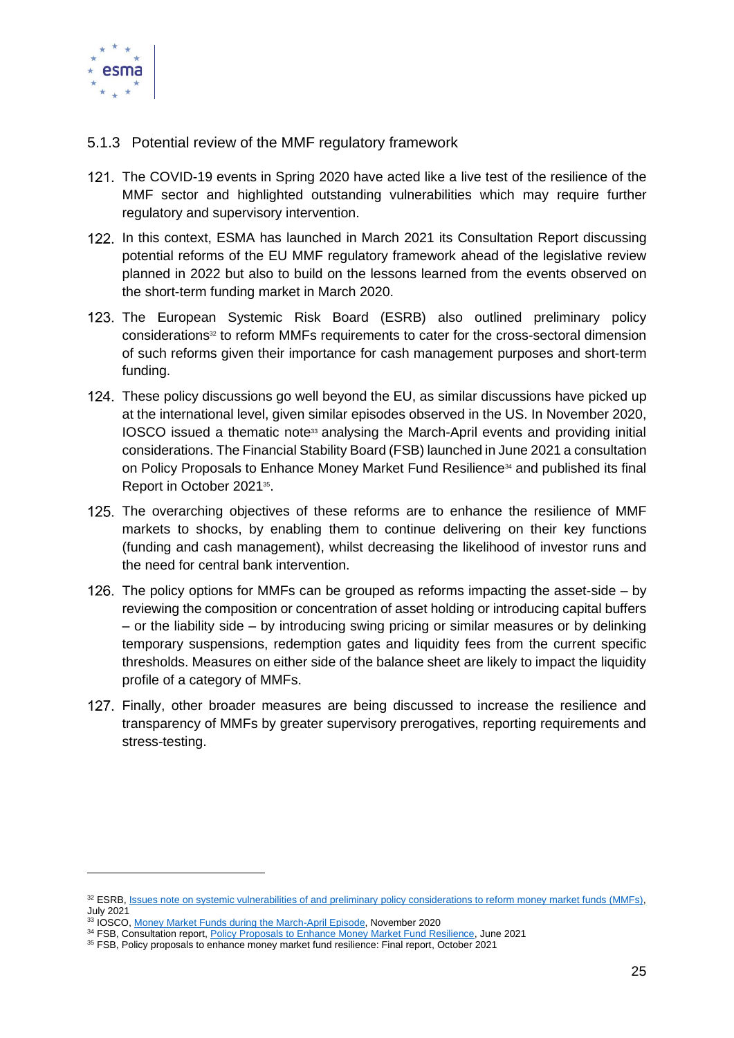### 5.1.3 Potential review of the MMF regulatory framework

121. The COVID-19 events in Spring 2020 have acted like a live test of the resilience of the MMF sector and highlighted outstanding vulnerabilities which may require further regulatory and supervisory intervention.

122. In this context, ESMA has launched in March 2021 its Consultation Report discussing potential reforms of the EU MMF regulatory framework ahead of the legislative review planned in 2022 but also to build on the lessons learned from the events observed on the short-term funding market in March 2020.

123. The European Systemic Risk Board (ESRB) also outlined preliminary policy considerations[32] to reform MMFs requirements to cater for the cross-sectoral dimension of such reforms given their importance for cash management purposes and short-term funding.

124. These policy discussions go well beyond the EU, as similar discussions have picked up at the international level, given similar episodes observed in the US. In November 2020, IOSCO issued a thematic note[33] analysing the March-April events and providing initial considerations. The Financial Stability Board (FSB) launched in June 2021 a consultation on Policy Proposals to Enhance Money Market Fund Resilience[34] and published its final Report in October 2021[35].

125. The overarching objectives of these reforms are to enhance the resilience of MMF markets to shocks, by enabling them to continue delivering on their key functions (funding and cash management), whilst decreasing the likelihood of investor runs and the need for central bank intervention.

126. The policy options for MMFs can be grouped as reforms impacting the asset-side – by reviewing the composition or concentration of asset holding or introducing capital buffers – or the liability side – by introducing swing pricing or similar measures or by delinking temporary suspensions, redemption gates and liquidity fees from the current specific thresholds. Measures on either side of the balance sheet are likely to impact the liquidity profile of a category of MMFs.

127. Finally, other broader measures are being discussed to increase the resilience and transparency of MMFs by greater supervisory prerogatives, reporting requirements and stress-testing.

---

[32] ESRB, Issues note on systemic vulnerabilities of and preliminary policy considerations to reform money market funds (MMFs), July 2021

[33] IOSCO, Money Market Funds during the March-April Episode, November 2020

[34] FSB, Consultation report, Policy Proposals to Enhance Money Market Fund Resilience, June 2021

[35] FSB, Policy proposals to enhance money market fund resilience: Final report, October 2021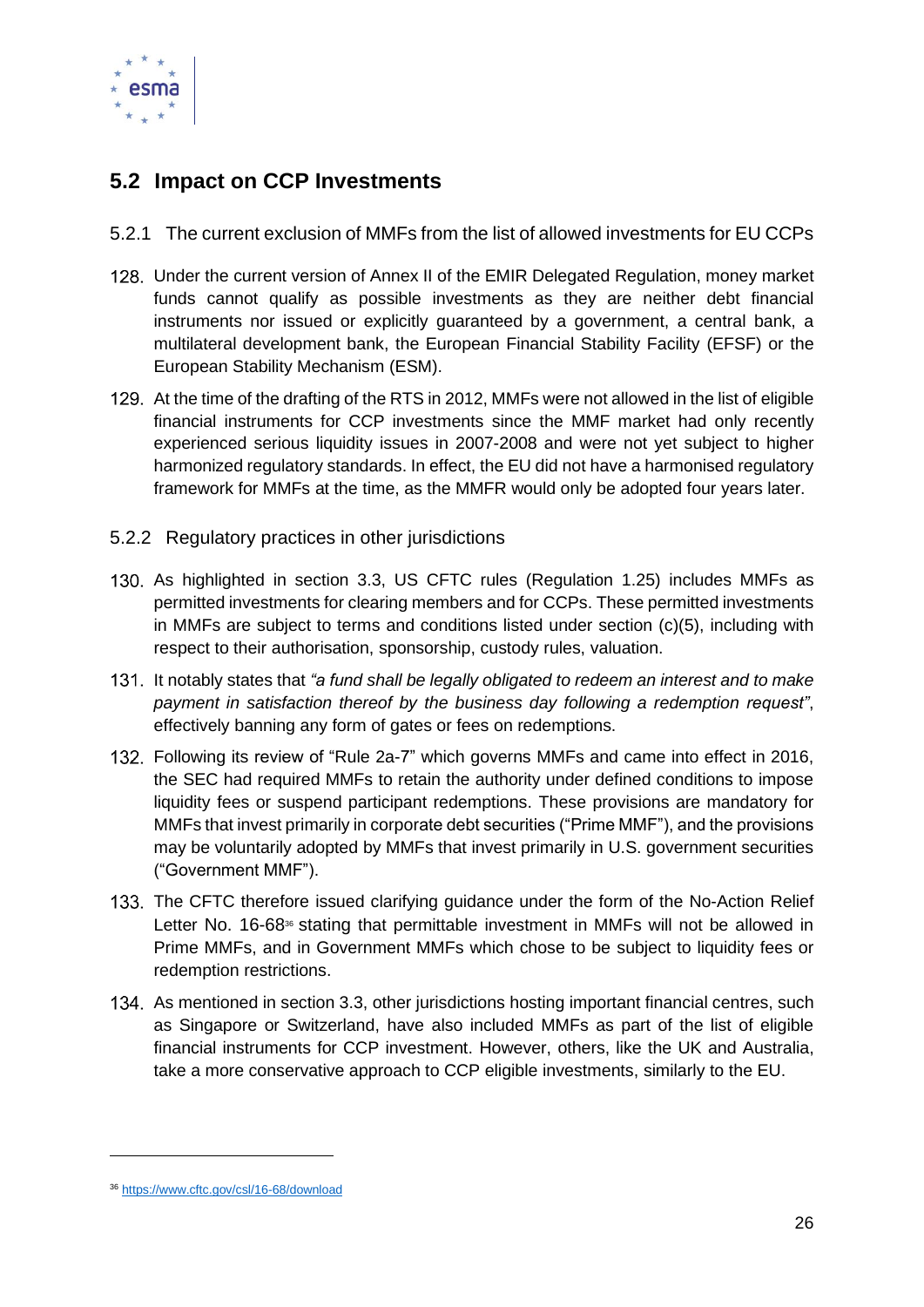## 5.2 Impact on CCP Investments

### 5.2.1 The current exclusion of MMFs from the list of allowed investments for EU CCPs

128. Under the current version of Annex II of the EMIR Delegated Regulation, money market funds cannot qualify as possible investments as they are neither debt financial instruments nor issued or explicitly guaranteed by a government, a central bank, a multilateral development bank, the European Financial Stability Facility (EFSF) or the European Stability Mechanism (ESM).

129. At the time of the drafting of the RTS in 2012, MMFs were not allowed in the list of eligible financial instruments for CCP investments since the MMF market had only recently experienced serious liquidity issues in 2007-2008 and were not yet subject to higher harmonized regulatory standards. In effect, the EU did not have a harmonised regulatory framework for MMFs at the time, as the MMFR would only be adopted four years later.

### 5.2.2 Regulatory practices in other jurisdictions

130. As highlighted in section 3.3, US CFTC rules (Regulation 1.25) includes MMFs as permitted investments for clearing members and for CCPs. These permitted investments in MMFs are subject to terms and conditions listed under section (c)(5), including with respect to their authorisation, sponsorship, custody rules, valuation.

131. It notably states that *"a fund shall be legally obligated to redeem an interest and to make payment in satisfaction thereof by the business day following a redemption request"*, effectively banning any form of gates or fees on redemptions.

132. Following its review of "Rule 2a-7" which governs MMFs and came into effect in 2016, the SEC had required MMFs to retain the authority under defined conditions to impose liquidity fees or suspend participant redemptions. These provisions are mandatory for MMFs that invest primarily in corporate debt securities ("Prime MMF"), and the provisions may be voluntarily adopted by MMFs that invest primarily in U.S. government securities ("Government MMF").

133. The CFTC therefore issued clarifying guidance under the form of the No-Action Relief Letter No. 16-68[36] stating that permittable investment in MMFs will not be allowed in Prime MMFs, and in Government MMFs which chose to be subject to liquidity fees or redemption restrictions.

134. As mentioned in section 3.3, other jurisdictions hosting important financial centres, such as Singapore or Switzerland, have also included MMFs as part of the list of eligible financial instruments for CCP investment. However, others, like the UK and Australia, take a more conservative approach to CCP eligible investments, similarly to the EU.

[36] https://www.cftc.gov/csl/16-68/download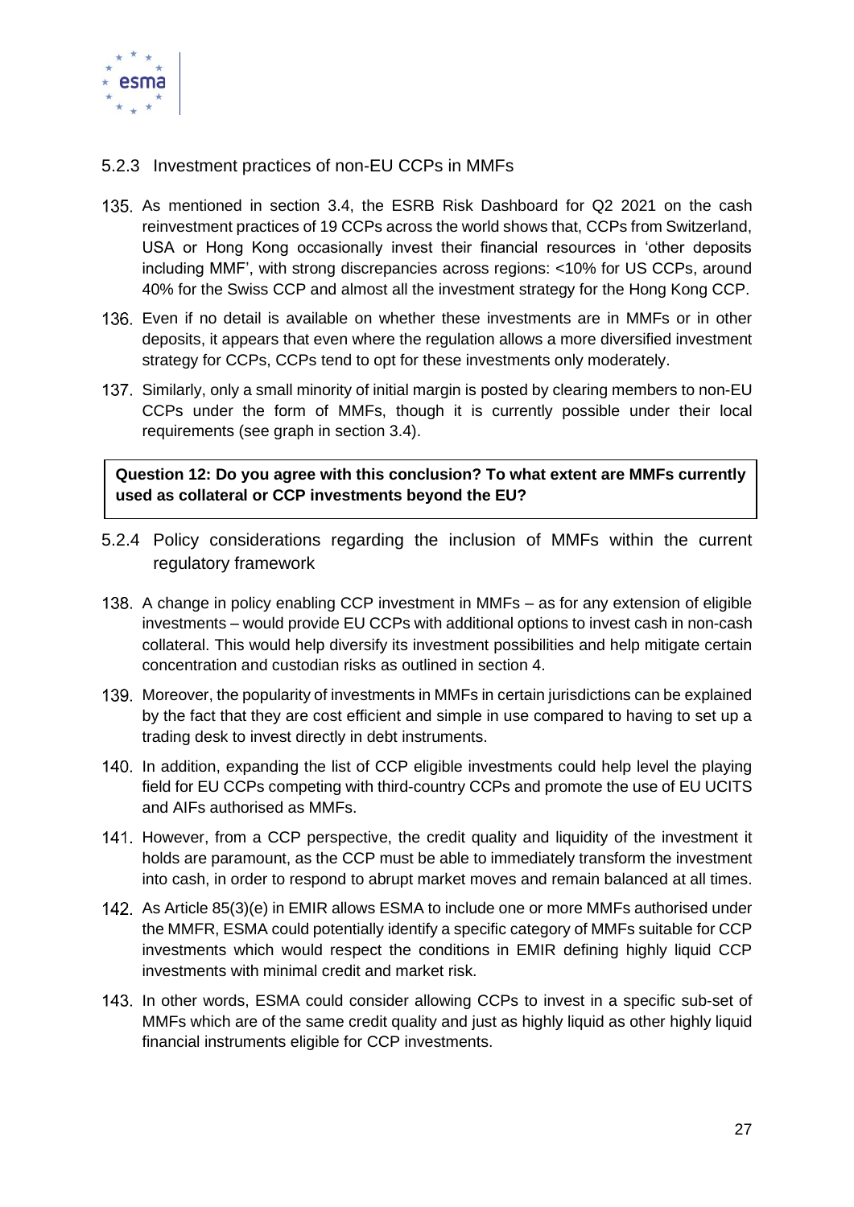### 5.2.3 Investment practices of non-EU CCPs in MMFs

135. As mentioned in section 3.4, the ESRB Risk Dashboard for Q2 2021 on the cash reinvestment practices of 19 CCPs across the world shows that, CCPs from Switzerland, USA or Hong Kong occasionally invest their financial resources in 'other deposits including MMF', with strong discrepancies across regions: <10% for US CCPs, around 40% for the Swiss CCP and almost all the investment strategy for the Hong Kong CCP.

136. Even if no detail is available on whether these investments are in MMFs or in other deposits, it appears that even where the regulation allows a more diversified investment strategy for CCPs, CCPs tend to opt for these investments only moderately.

137. Similarly, only a small minority of initial margin is posted by clearing members to non-EU CCPs under the form of MMFs, though it is currently possible under their local requirements (see graph in section 3.4).

**Question 12: Do you agree with this conclusion? To what extent are MMFs currently used as collateral or CCP investments beyond the EU?**

### 5.2.4 Policy considerations regarding the inclusion of MMFs within the current regulatory framework

138. A change in policy enabling CCP investment in MMFs – as for any extension of eligible investments – would provide EU CCPs with additional options to invest cash in non-cash collateral. This would help diversify its investment possibilities and help mitigate certain concentration and custodian risks as outlined in section 4.

139. Moreover, the popularity of investments in MMFs in certain jurisdictions can be explained by the fact that they are cost efficient and simple in use compared to having to set up a trading desk to invest directly in debt instruments.

140. In addition, expanding the list of CCP eligible investments could help level the playing field for EU CCPs competing with third-country CCPs and promote the use of EU UCITS and AIFs authorised as MMFs.

141. However, from a CCP perspective, the credit quality and liquidity of the investment it holds are paramount, as the CCP must be able to immediately transform the investment into cash, in order to respond to abrupt market moves and remain balanced at all times.

142. As Article 85(3)(e) in EMIR allows ESMA to include one or more MMFs authorised under the MMFR, ESMA could potentially identify a specific category of MMFs suitable for CCP investments which would respect the conditions in EMIR defining highly liquid CCP investments with minimal credit and market risk.

143. In other words, ESMA could consider allowing CCPs to invest in a specific sub-set of MMFs which are of the same credit quality and just as highly liquid as other highly liquid financial instruments eligible for CCP investments.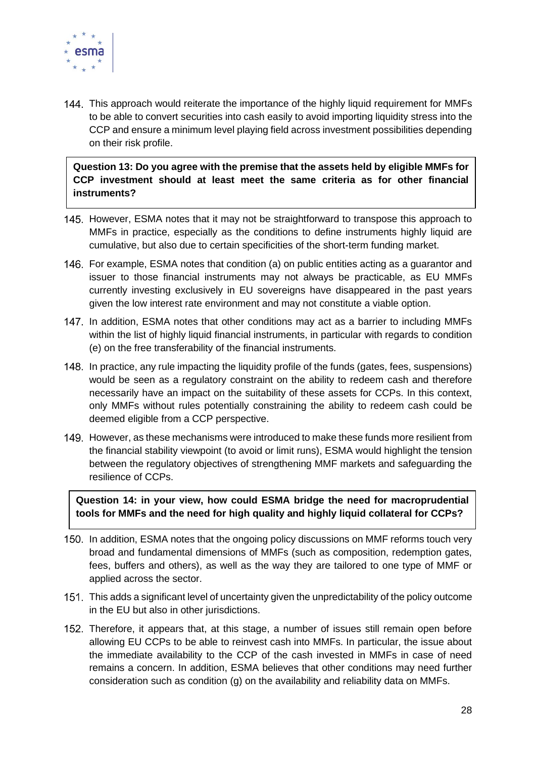144. This approach would reiterate the importance of the highly liquid requirement for MMFs to be able to convert securities into cash easily to avoid importing liquidity stress into the CCP and ensure a minimum level playing field across investment possibilities depending on their risk profile.

> **Question 13: Do you agree with the premise that the assets held by eligible MMFs for CCP investment should at least meet the same criteria as for other financial instruments?**

145. However, ESMA notes that it may not be straightforward to transpose this approach to MMFs in practice, especially as the conditions to define instruments highly liquid are cumulative, but also due to certain specificities of the short-term funding market.

146. For example, ESMA notes that condition (a) on public entities acting as a guarantor and issuer to those financial instruments may not always be practicable, as EU MMFs currently investing exclusively in EU sovereigns have disappeared in the past years given the low interest rate environment and may not constitute a viable option.

147. In addition, ESMA notes that other conditions may act as a barrier to including MMFs within the list of highly liquid financial instruments, in particular with regards to condition (e) on the free transferability of the financial instruments.

148. In practice, any rule impacting the liquidity profile of the funds (gates, fees, suspensions) would be seen as a regulatory constraint on the ability to redeem cash and therefore necessarily have an impact on the suitability of these assets for CCPs. In this context, only MMFs without rules potentially constraining the ability to redeem cash could be deemed eligible from a CCP perspective.

149. However, as these mechanisms were introduced to make these funds more resilient from the financial stability viewpoint (to avoid or limit runs), ESMA would highlight the tension between the regulatory objectives of strengthening MMF markets and safeguarding the resilience of CCPs.

> **Question 14: in your view, how could ESMA bridge the need for macroprudential tools for MMFs and the need for high quality and highly liquid collateral for CCPs?**

150. In addition, ESMA notes that the ongoing policy discussions on MMF reforms touch very broad and fundamental dimensions of MMFs (such as composition, redemption gates, fees, buffers and others), as well as the way they are tailored to one type of MMF or applied across the sector.

151. This adds a significant level of uncertainty given the unpredictability of the policy outcome in the EU but also in other jurisdictions.

152. Therefore, it appears that, at this stage, a number of issues still remain open before allowing EU CCPs to be able to reinvest cash into MMFs. In particular, the issue about the immediate availability to the CCP of the cash invested in MMFs in case of need remains a concern. In addition, ESMA believes that other conditions may need further consideration such as condition (g) on the availability and reliability data on MMFs.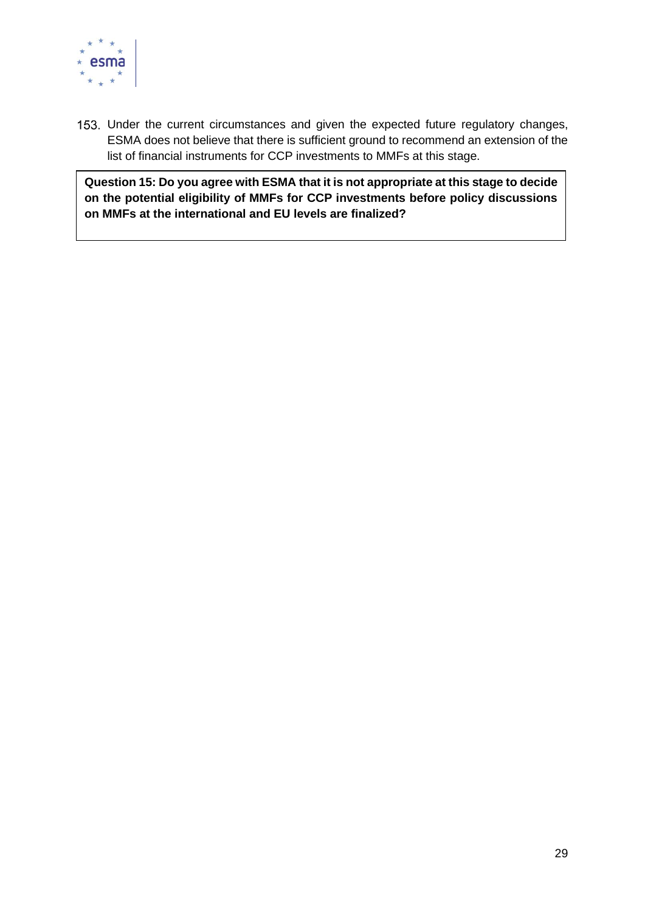153. Under the current circumstances and given the expected future regulatory changes, ESMA does not believe that there is sufficient ground to recommend an extension of the list of financial instruments for CCP investments to MMFs at this stage.

**Question 15: Do you agree with ESMA that it is not appropriate at this stage to decide on the potential eligibility of MMFs for CCP investments before policy discussions on MMFs at the international and EU levels are finalized?**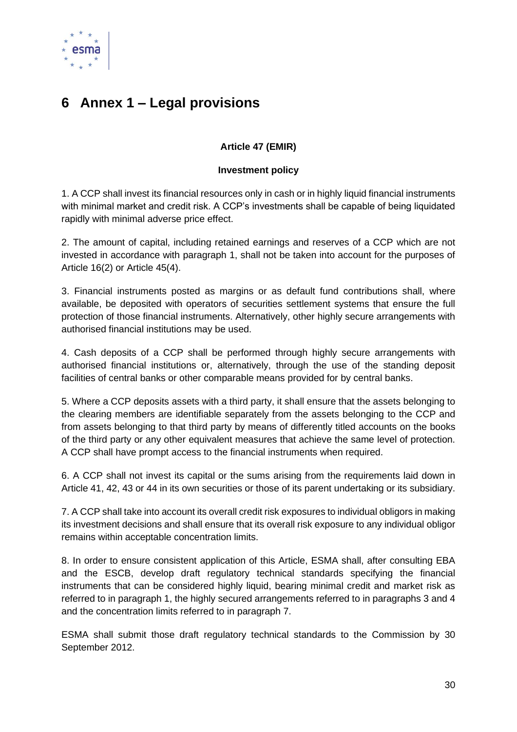# 6 Annex 1 – Legal provisions

**Article 47 (EMIR)**

**Investment policy**

1. A CCP shall invest its financial resources only in cash or in highly liquid financial instruments with minimal market and credit risk. A CCP's investments shall be capable of being liquidated rapidly with minimal adverse price effect.

2. The amount of capital, including retained earnings and reserves of a CCP which are not invested in accordance with paragraph 1, shall not be taken into account for the purposes of Article 16(2) or Article 45(4).

3. Financial instruments posted as margins or as default fund contributions shall, where available, be deposited with operators of securities settlement systems that ensure the full protection of those financial instruments. Alternatively, other highly secure arrangements with authorised financial institutions may be used.

4. Cash deposits of a CCP shall be performed through highly secure arrangements with authorised financial institutions or, alternatively, through the use of the standing deposit facilities of central banks or other comparable means provided for by central banks.

5. Where a CCP deposits assets with a third party, it shall ensure that the assets belonging to the clearing members are identifiable separately from the assets belonging to the CCP and from assets belonging to that third party by means of differently titled accounts on the books of the third party or any other equivalent measures that achieve the same level of protection. A CCP shall have prompt access to the financial instruments when required.

6. A CCP shall not invest its capital or the sums arising from the requirements laid down in Article 41, 42, 43 or 44 in its own securities or those of its parent undertaking or its subsidiary.

7. A CCP shall take into account its overall credit risk exposures to individual obligors in making its investment decisions and shall ensure that its overall risk exposure to any individual obligor remains within acceptable concentration limits.

8. In order to ensure consistent application of this Article, ESMA shall, after consulting EBA and the ESCB, develop draft regulatory technical standards specifying the financial instruments that can be considered highly liquid, bearing minimal credit and market risk as referred to in paragraph 1, the highly secured arrangements referred to in paragraphs 3 and 4 and the concentration limits referred to in paragraph 7.

ESMA shall submit those draft regulatory technical standards to the Commission by 30 September 2012.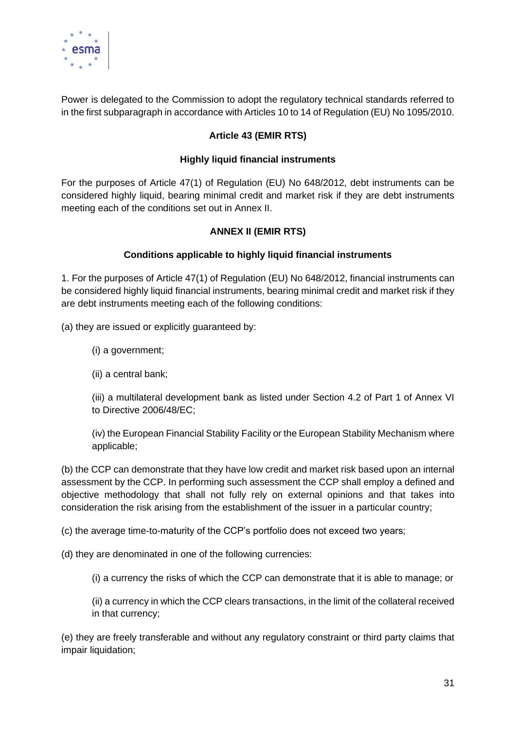Power is delegated to the Commission to adopt the regulatory technical standards referred to in the first subparagraph in accordance with Articles 10 to 14 of Regulation (EU) No 1095/2010.

**Article 43 (EMIR RTS)**

**Highly liquid financial instruments**

For the purposes of Article 47(1) of Regulation (EU) No 648/2012, debt instruments can be considered highly liquid, bearing minimal credit and market risk if they are debt instruments meeting each of the conditions set out in Annex II.

**ANNEX II (EMIR RTS)**

**Conditions applicable to highly liquid financial instruments**

1. For the purposes of Article 47(1) of Regulation (EU) No 648/2012, financial instruments can be considered highly liquid financial instruments, bearing minimal credit and market risk if they are debt instruments meeting each of the following conditions:

(a) they are issued or explicitly guaranteed by:

(i) a government;

(ii) a central bank;

(iii) a multilateral development bank as listed under Section 4.2 of Part 1 of Annex VI to Directive 2006/48/EC;

(iv) the European Financial Stability Facility or the European Stability Mechanism where applicable;

(b) the CCP can demonstrate that they have low credit and market risk based upon an internal assessment by the CCP. In performing such assessment the CCP shall employ a defined and objective methodology that shall not fully rely on external opinions and that takes into consideration the risk arising from the establishment of the issuer in a particular country;

(c) the average time-to-maturity of the CCP's portfolio does not exceed two years;

(d) they are denominated in one of the following currencies:

(i) a currency the risks of which the CCP can demonstrate that it is able to manage; or

(ii) a currency in which the CCP clears transactions, in the limit of the collateral received in that currency;

(e) they are freely transferable and without any regulatory constraint or third party claims that impair liquidation;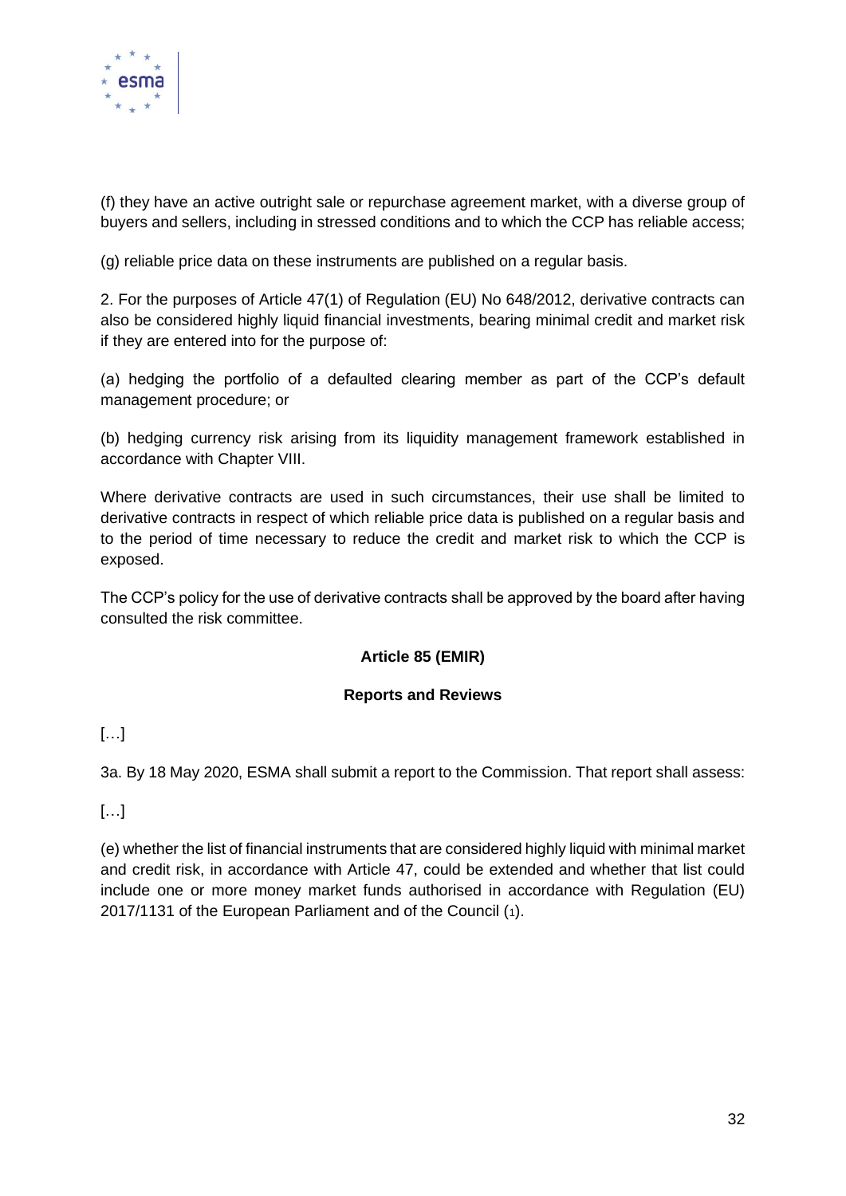(f) they have an active outright sale or repurchase agreement market, with a diverse group of buyers and sellers, including in stressed conditions and to which the CCP has reliable access;

(g) reliable price data on these instruments are published on a regular basis.

2. For the purposes of Article 47(1) of Regulation (EU) No 648/2012, derivative contracts can also be considered highly liquid financial investments, bearing minimal credit and market risk if they are entered into for the purpose of:

(a) hedging the portfolio of a defaulted clearing member as part of the CCP's default management procedure; or

(b) hedging currency risk arising from its liquidity management framework established in accordance with Chapter VIII.

Where derivative contracts are used in such circumstances, their use shall be limited to derivative contracts in respect of which reliable price data is published on a regular basis and to the period of time necessary to reduce the credit and market risk to which the CCP is exposed.

The CCP's policy for the use of derivative contracts shall be approved by the board after having consulted the risk committee.

**Article 85 (EMIR)**

**Reports and Reviews**

[…]

3a. By 18 May 2020, ESMA shall submit a report to the Commission. That report shall assess:

[…]

(e) whether the list of financial instruments that are considered highly liquid with minimal market and credit risk, in accordance with Article 47, could be extended and whether that list could include one or more money market funds authorised in accordance with Regulation (EU) 2017/1131 of the European Parliament and of the Council (1).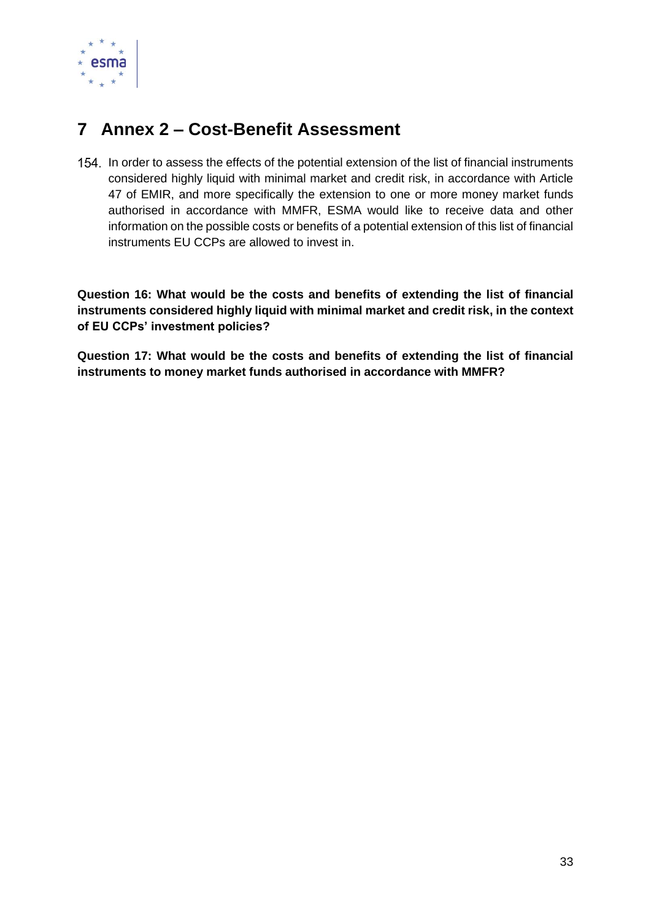# 7 Annex 2 – Cost-Benefit Assessment

154. In order to assess the effects of the potential extension of the list of financial instruments considered highly liquid with minimal market and credit risk, in accordance with Article 47 of EMIR, and more specifically the extension to one or more money market funds authorised in accordance with MMFR, ESMA would like to receive data and other information on the possible costs or benefits of a potential extension of this list of financial instruments EU CCPs are allowed to invest in.

**Question 16: What would be the costs and benefits of extending the list of financial instruments considered highly liquid with minimal market and credit risk, in the context of EU CCPs' investment policies?**

**Question 17: What would be the costs and benefits of extending the list of financial instruments to money market funds authorised in accordance with MMFR?**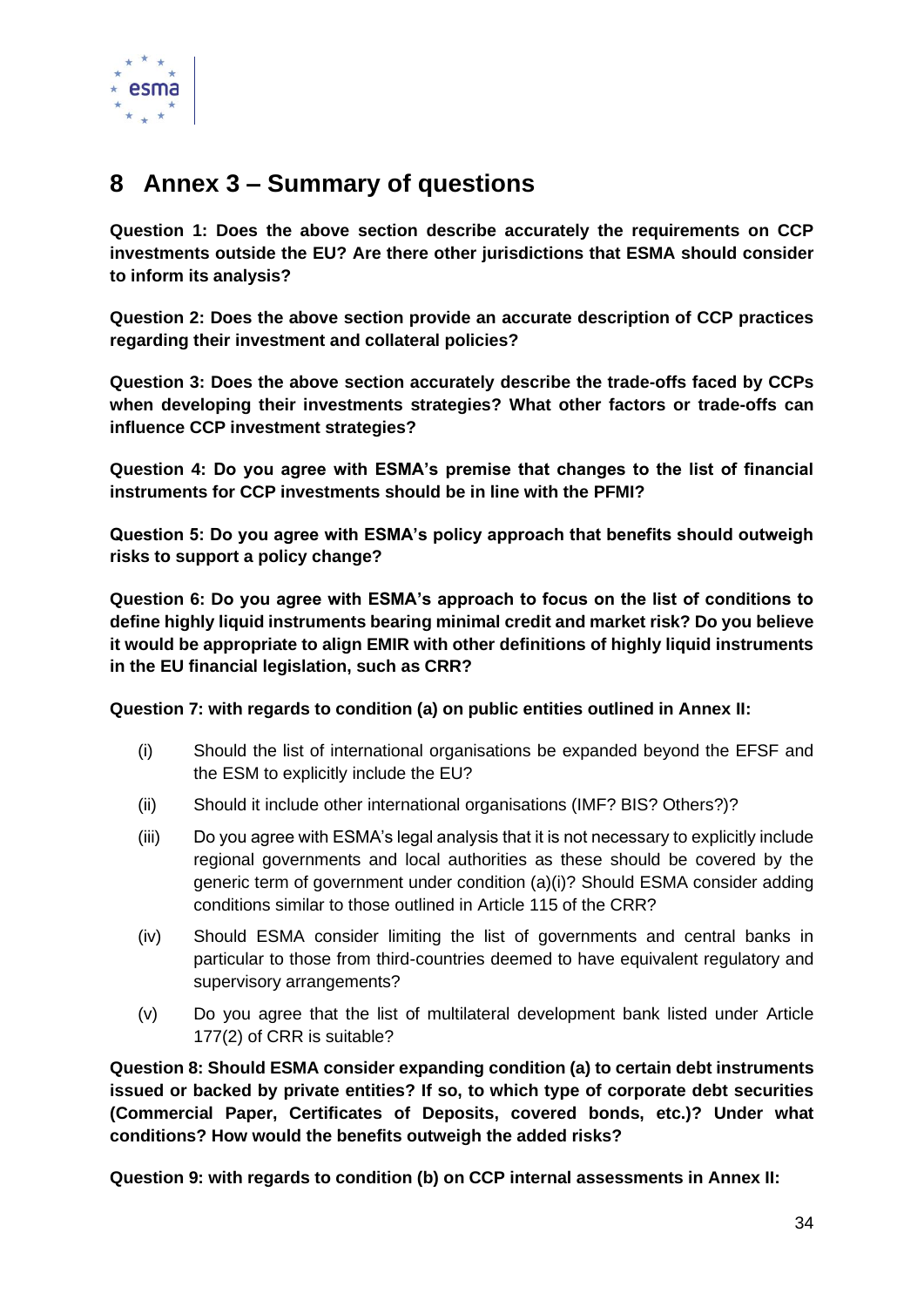# 8 Annex 3 – Summary of questions

**Question 1: Does the above section describe accurately the requirements on CCP investments outside the EU? Are there other jurisdictions that ESMA should consider to inform its analysis?**

**Question 2: Does the above section provide an accurate description of CCP practices regarding their investment and collateral policies?**

**Question 3: Does the above section accurately describe the trade-offs faced by CCPs when developing their investments strategies? What other factors or trade-offs can influence CCP investment strategies?**

**Question 4: Do you agree with ESMA's premise that changes to the list of financial instruments for CCP investments should be in line with the PFMI?**

**Question 5: Do you agree with ESMA's policy approach that benefits should outweigh risks to support a policy change?**

**Question 6: Do you agree with ESMA's approach to focus on the list of conditions to define highly liquid instruments bearing minimal credit and market risk? Do you believe it would be appropriate to align EMIR with other definitions of highly liquid instruments in the EU financial legislation, such as CRR?**

**Question 7: with regards to condition (a) on public entities outlined in Annex II:**

- (i) Should the list of international organisations be expanded beyond the EFSF and the ESM to explicitly include the EU?
- (ii) Should it include other international organisations (IMF? BIS? Others?)?
- (iii) Do you agree with ESMA's legal analysis that it is not necessary to explicitly include regional governments and local authorities as these should be covered by the generic term of government under condition (a)(i)? Should ESMA consider adding conditions similar to those outlined in Article 115 of the CRR?
- (iv) Should ESMA consider limiting the list of governments and central banks in particular to those from third-countries deemed to have equivalent regulatory and supervisory arrangements?
- (v) Do you agree that the list of multilateral development bank listed under Article 177(2) of CRR is suitable?

**Question 8: Should ESMA consider expanding condition (a) to certain debt instruments issued or backed by private entities? If so, to which type of corporate debt securities (Commercial Paper, Certificates of Deposits, covered bonds, etc.)? Under what conditions? How would the benefits outweigh the added risks?**

**Question 9: with regards to condition (b) on CCP internal assessments in Annex II:**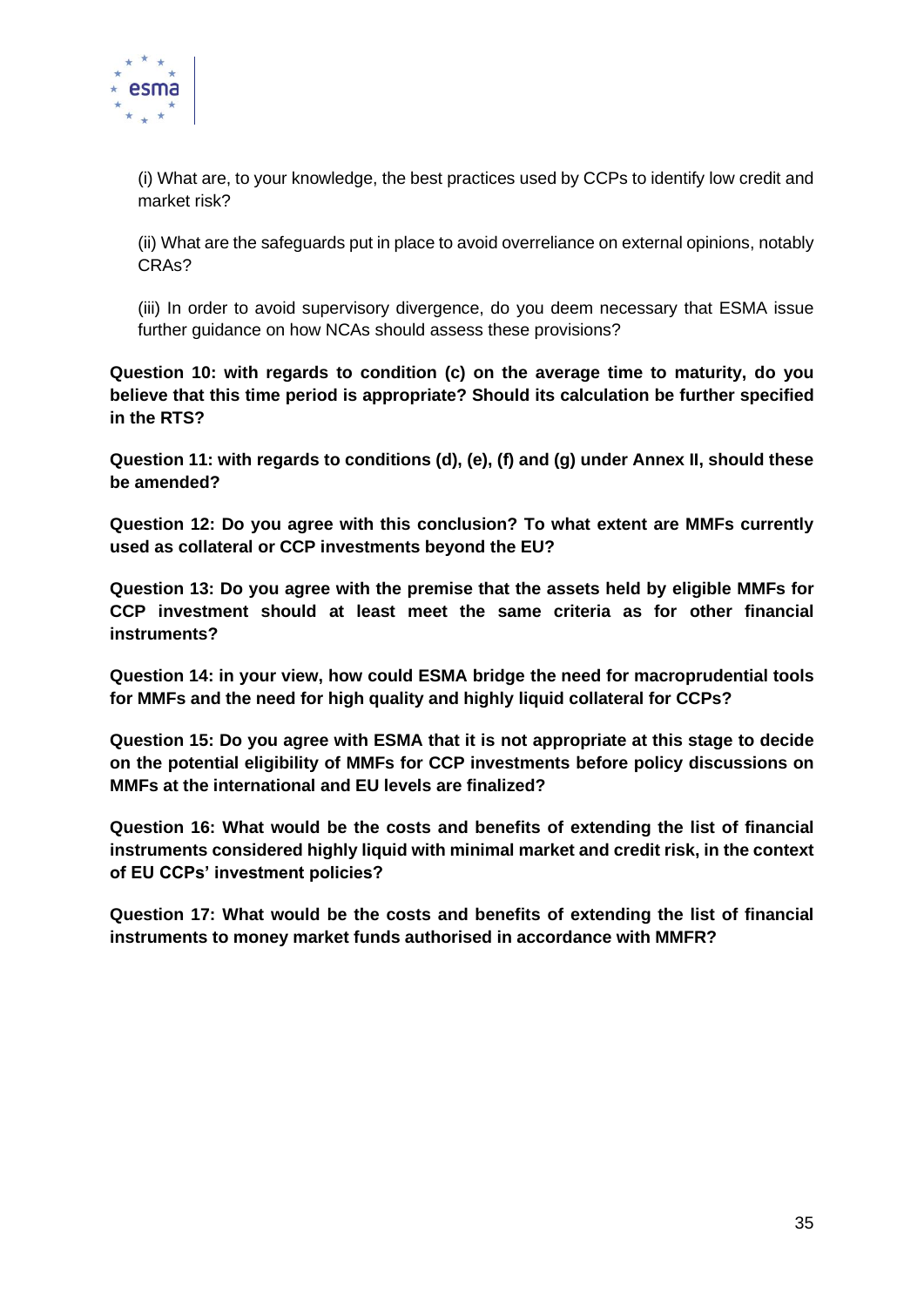(i) What are, to your knowledge, the best practices used by CCPs to identify low credit and market risk?

(ii) What are the safeguards put in place to avoid overreliance on external opinions, notably CRAs?

(iii) In order to avoid supervisory divergence, do you deem necessary that ESMA issue further guidance on how NCAs should assess these provisions?

**Question 10: with regards to condition (c) on the average time to maturity, do you believe that this time period is appropriate? Should its calculation be further specified in the RTS?**

**Question 11: with regards to conditions (d), (e), (f) and (g) under Annex II, should these be amended?**

**Question 12: Do you agree with this conclusion? To what extent are MMFs currently used as collateral or CCP investments beyond the EU?**

**Question 13: Do you agree with the premise that the assets held by eligible MMFs for CCP investment should at least meet the same criteria as for other financial instruments?**

**Question 14: in your view, how could ESMA bridge the need for macroprudential tools for MMFs and the need for high quality and highly liquid collateral for CCPs?**

**Question 15: Do you agree with ESMA that it is not appropriate at this stage to decide on the potential eligibility of MMFs for CCP investments before policy discussions on MMFs at the international and EU levels are finalized?**

**Question 16: What would be the costs and benefits of extending the list of financial instruments considered highly liquid with minimal market and credit risk, in the context of EU CCPs' investment policies?**

**Question 17: What would be the costs and benefits of extending the list of financial instruments to money market funds authorised in accordance with MMFR?**